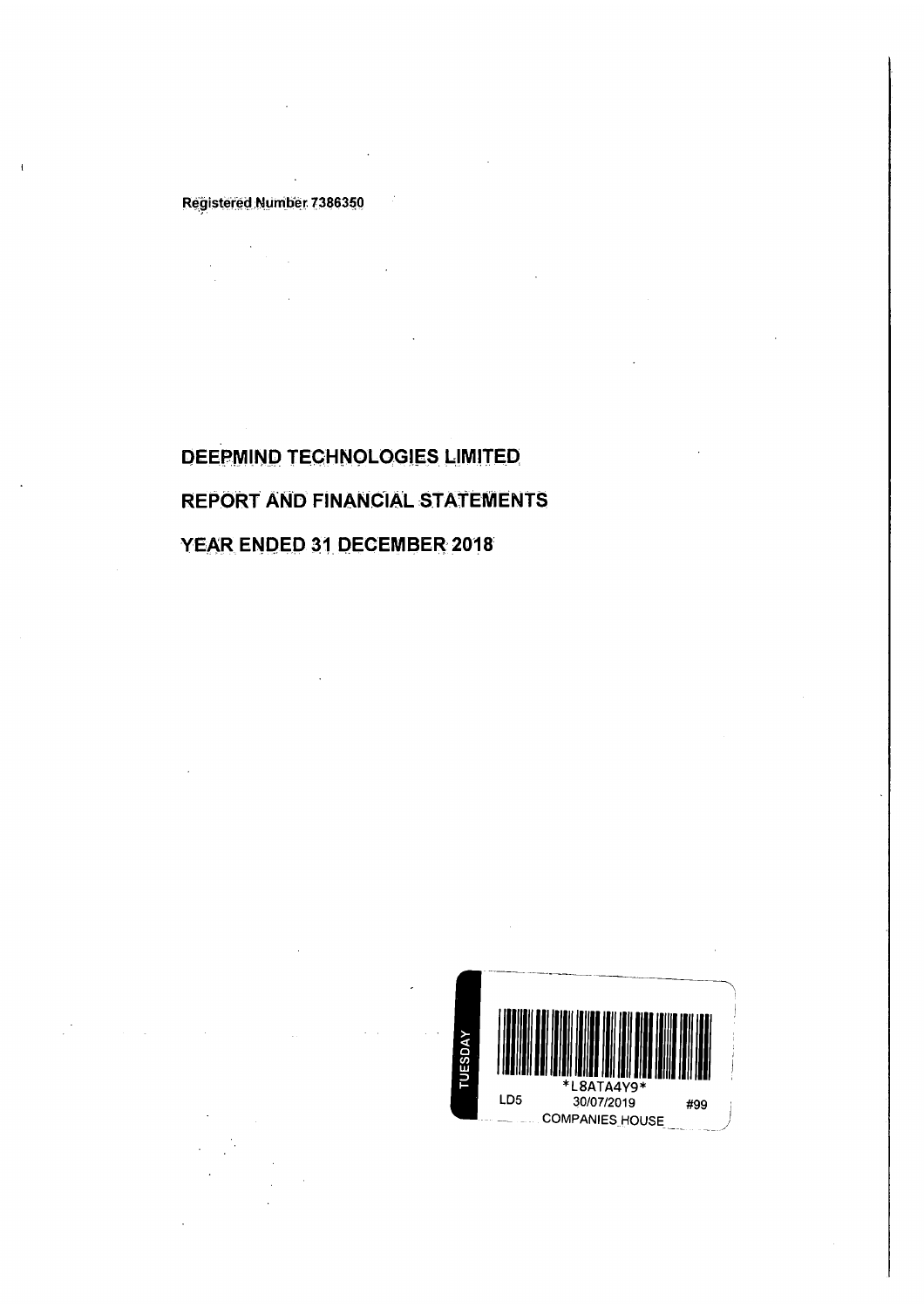Registered Number 7386350

# DEEPMIND TECHNOLOGIES LIMITED

# REPORT AND FINANCIAL STATEMENTS

# YEAR ENDED 31 DECEMBER 2018

TUESDAY

*L8ATA4Y9*

LD5 30/07/2019 #99

COMPANIES HOUSE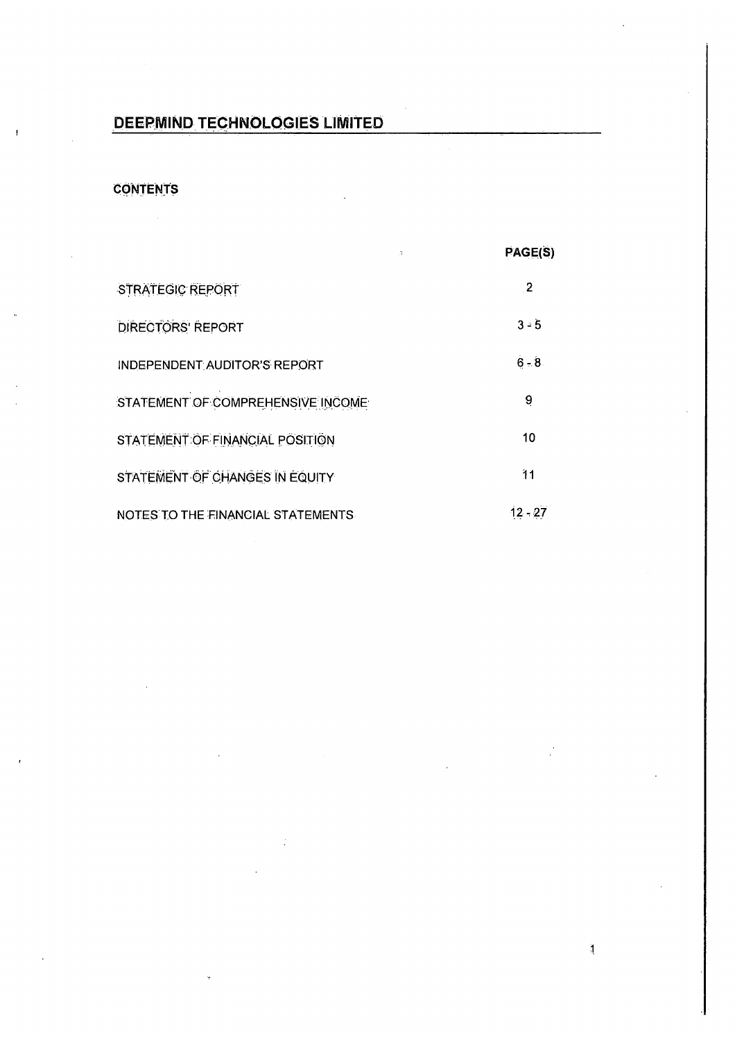# DEEPMIND TECHNOLOGIES LIMITED

**CONTENTS**

| | PAGE(S) |
|---|---|
| STRATEGIC REPORT | 2 |
| DIRECTORS' REPORT | 3 - 5 |
| INDEPENDENT AUDITOR'S REPORT | 6 - 8 |
| STATEMENT OF COMPREHENSIVE INCOME | 9 |
| STATEMENT OF FINANCIAL POSITION | 10 |
| STATEMENT OF CHANGES IN EQUITY | 11 |
| NOTES TO THE FINANCIAL STATEMENTS | 12 - 27 |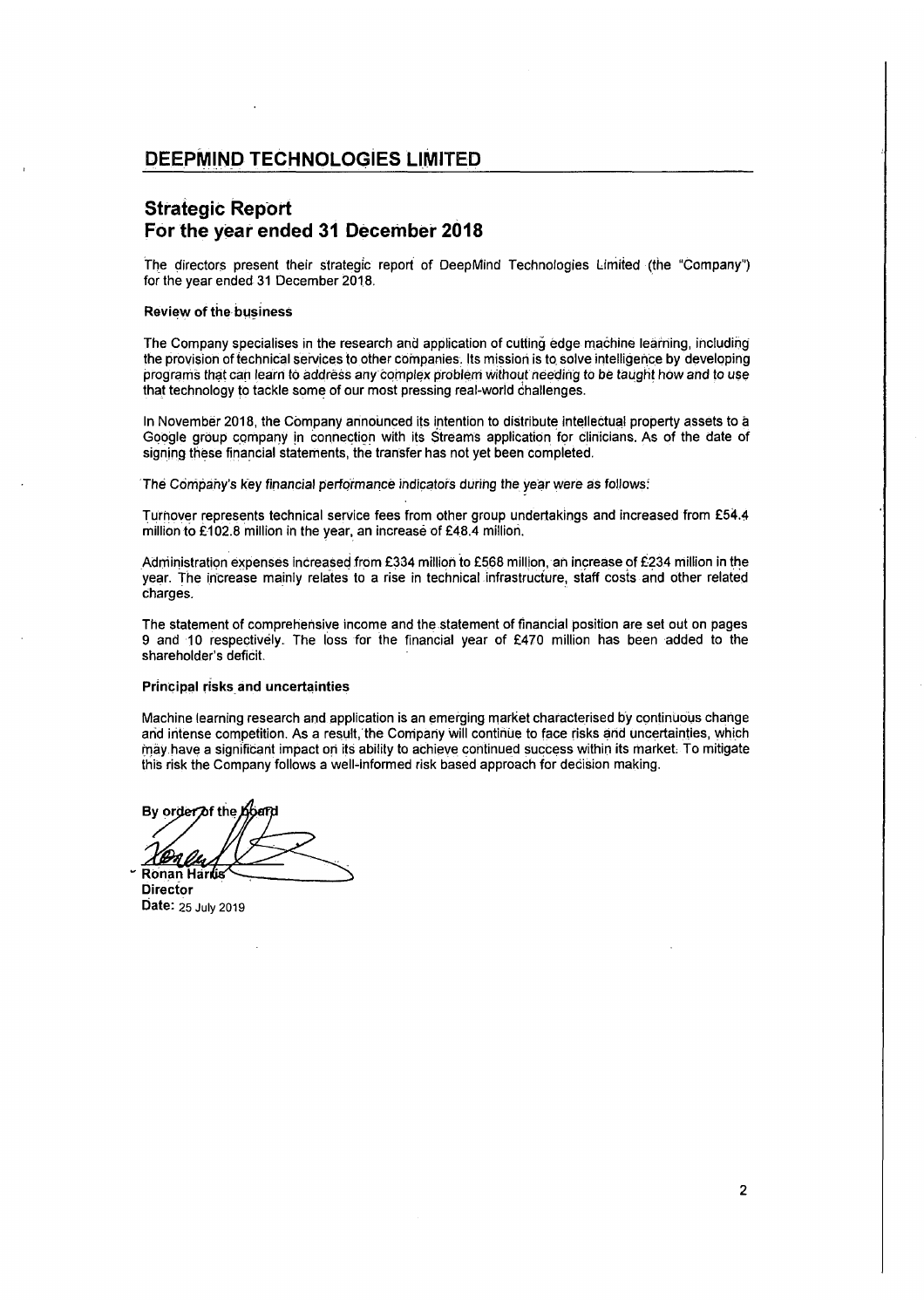# DEEPMIND TECHNOLOGIES LIMITED

## Strategic Report
## For the year ended 31 December 2018

The directors present their strategic report of DeepMind Technologies Limited (the "Company") for the year ended 31 December 2018.

### Review of the business

The Company specialises in the research and application of cutting edge machine learning, including the provision of technical services to other companies. Its mission is to solve intelligence by developing programs that can learn to address any complex problem without needing to be taught how and to use that technology to tackle some of our most pressing real-world challenges.

In November 2018, the Company announced its intention to distribute intellectual property assets to a Google group company in connection with its Streams application for clinicians. As of the date of signing these financial statements, the transfer has not yet been completed.

The Company's key financial performance indicators during the year were as follows:

Turnover represents technical service fees from other group undertakings and increased from £54.4 million to £102.8 million in the year, an increase of £48.4 million.

Administration expenses increased from £334 million to £568 million, an increase of £234 million in the year. The increase mainly relates to a rise in technical infrastructure, staff costs and other related charges.

The statement of comprehensive income and the statement of financial position are set out on pages 9 and 10 respectively. The loss for the financial year of £470 million has been added to the shareholder's deficit.

### Principal risks and uncertainties

Machine learning research and application is an emerging market characterised by continuous change and intense competition. As a result, the Company will continue to face risks and uncertainties, which may have a significant impact on its ability to achieve continued success within its market. To mitigate this risk the Company follows a well-informed risk based approach for decision making.

By order of the board

Ronan Harris
**Director**
**Date:** 25 July 2019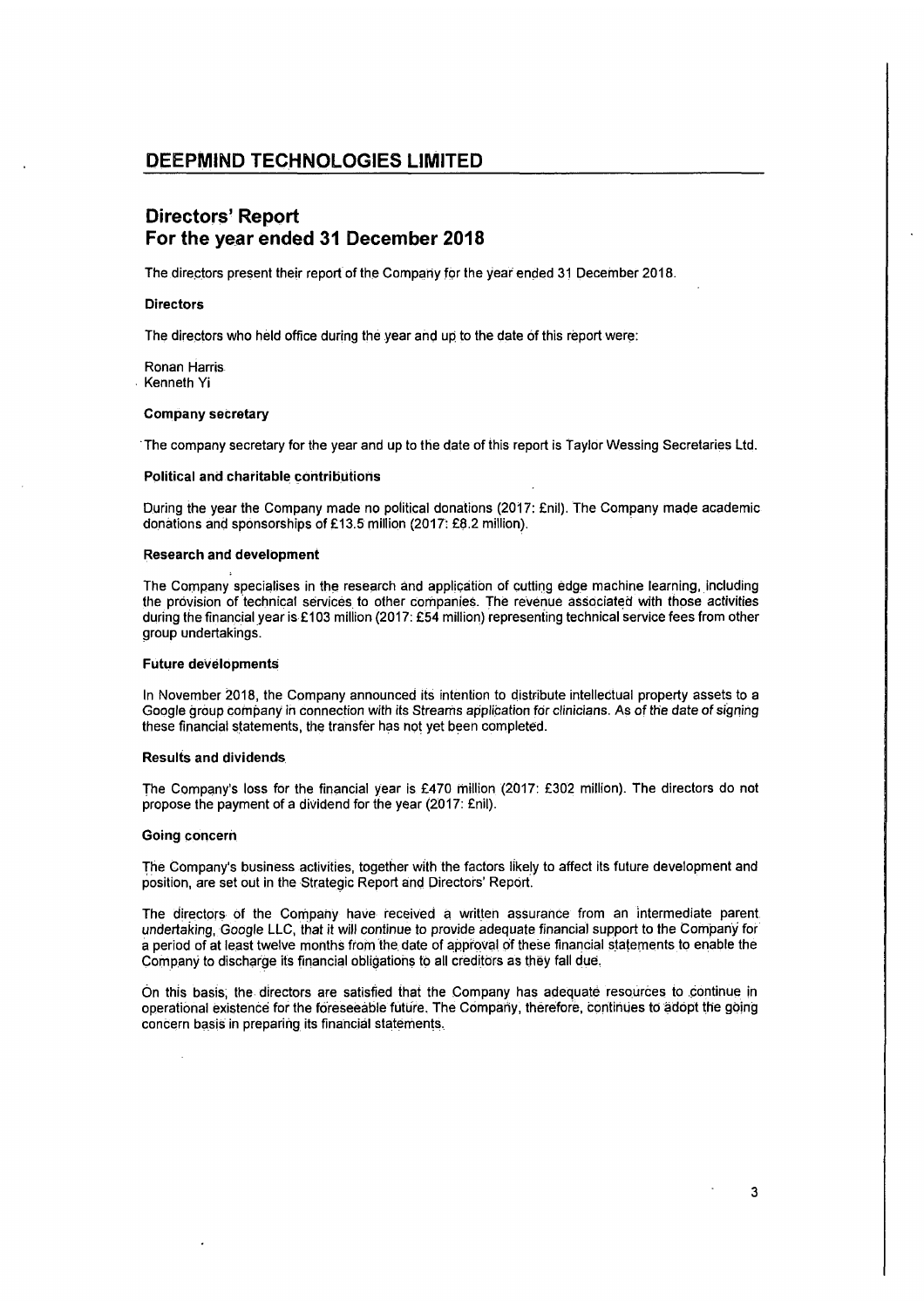# DEEPMIND TECHNOLOGIES LIMITED

## Directors' Report
## For the year ended 31 December 2018

The directors present their report of the Company for the year ended 31 December 2018.

### Directors

The directors who held office during the year and up to the date of this report were:

Ronan Harris
Kenneth Yi

### Company secretary

The company secretary for the year and up to the date of this report is Taylor Wessing Secretaries Ltd.

### Political and charitable contributions

During the year the Company made no political donations (2017: £nil). The Company made academic donations and sponsorships of £13.5 million (2017: £8.2 million).

### Research and development

The Company specialises in the research and application of cutting edge machine learning, including the provision of technical services to other companies. The revenue associated with those activities during the financial year is £103 million (2017: £54 million) representing technical service fees from other group undertakings.

### Future developments

In November 2018, the Company announced its intention to distribute intellectual property assets to a Google group company in connection with its Streams application for clinicians. As of the date of signing these financial statements, the transfer has not yet been completed.

### Results and dividends

The Company's loss for the financial year is £470 million (2017: £302 million). The directors do not propose the payment of a dividend for the year (2017: £nil).

### Going concern

The Company's business activities, together with the factors likely to affect its future development and position, are set out in the Strategic Report and Directors' Report.

The directors of the Company have received a written assurance from an intermediate parent undertaking, Google LLC, that it will continue to provide adequate financial support to the Company for a period of at least twelve months from the date of approval of these financial statements to enable the Company to discharge its financial obligations to all creditors as they fall due.

On this basis, the directors are satisfied that the Company has adequate resources to continue in operational existence for the foreseeable future. The Company, therefore, continues to adopt the going concern basis in preparing its financial statements.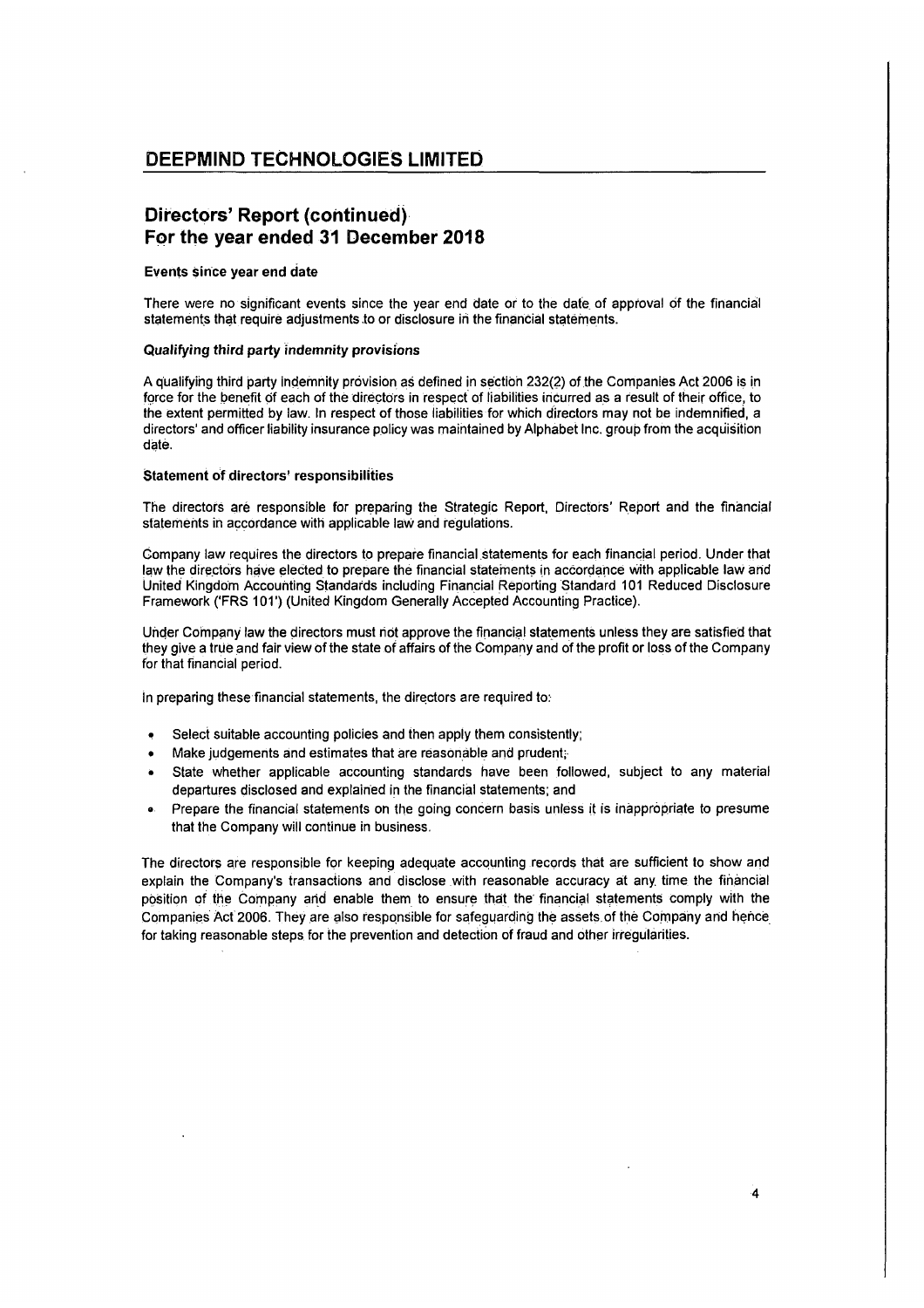# DEEPMIND TECHNOLOGIES LIMITED

## Directors' Report (continued)
## For the year ended 31 December 2018

### Events since year end date

There were no significant events since the year end date or to the date of approval of the financial statements that require adjustments to or disclosure in the financial statements.

### *Qualifying third party indemnity provisions*

A qualifying third party indemnity provision as defined in section 232(2) of the Companies Act 2006 is in force for the benefit of each of the directors in respect of liabilities incurred as a result of their office, to the extent permitted by law. In respect of those liabilities for which directors may not be indemnified, a directors' and officer liability insurance policy was maintained by Alphabet Inc. group from the acquisition date.

### Statement of directors' responsibilities

The directors are responsible for preparing the Strategic Report, Directors' Report and the financial statements in accordance with applicable law and regulations.

Company law requires the directors to prepare financial statements for each financial period. Under that law the directors have elected to prepare the financial statements in accordance with applicable law and United Kingdom Accounting Standards including Financial Reporting Standard 101 Reduced Disclosure Framework ('FRS 101') (United Kingdom Generally Accepted Accounting Practice).

Under Company law the directors must not approve the financial statements unless they are satisfied that they give a true and fair view of the state of affairs of the Company and of the profit or loss of the Company for that financial period.

In preparing these financial statements, the directors are required to:

- Select suitable accounting policies and then apply them consistently;
- Make judgements and estimates that are reasonable and prudent;
- State whether applicable accounting standards have been followed, subject to any material departures disclosed and explained in the financial statements; and
- Prepare the financial statements on the going concern basis unless it is inappropriate to presume that the Company will continue in business.

The directors are responsible for keeping adequate accounting records that are sufficient to show and explain the Company's transactions and disclose with reasonable accuracy at any time the financial position of the Company and enable them to ensure that the financial statements comply with the Companies Act 2006. They are also responsible for safeguarding the assets of the Company and hence for taking reasonable steps for the prevention and detection of fraud and other irregularities.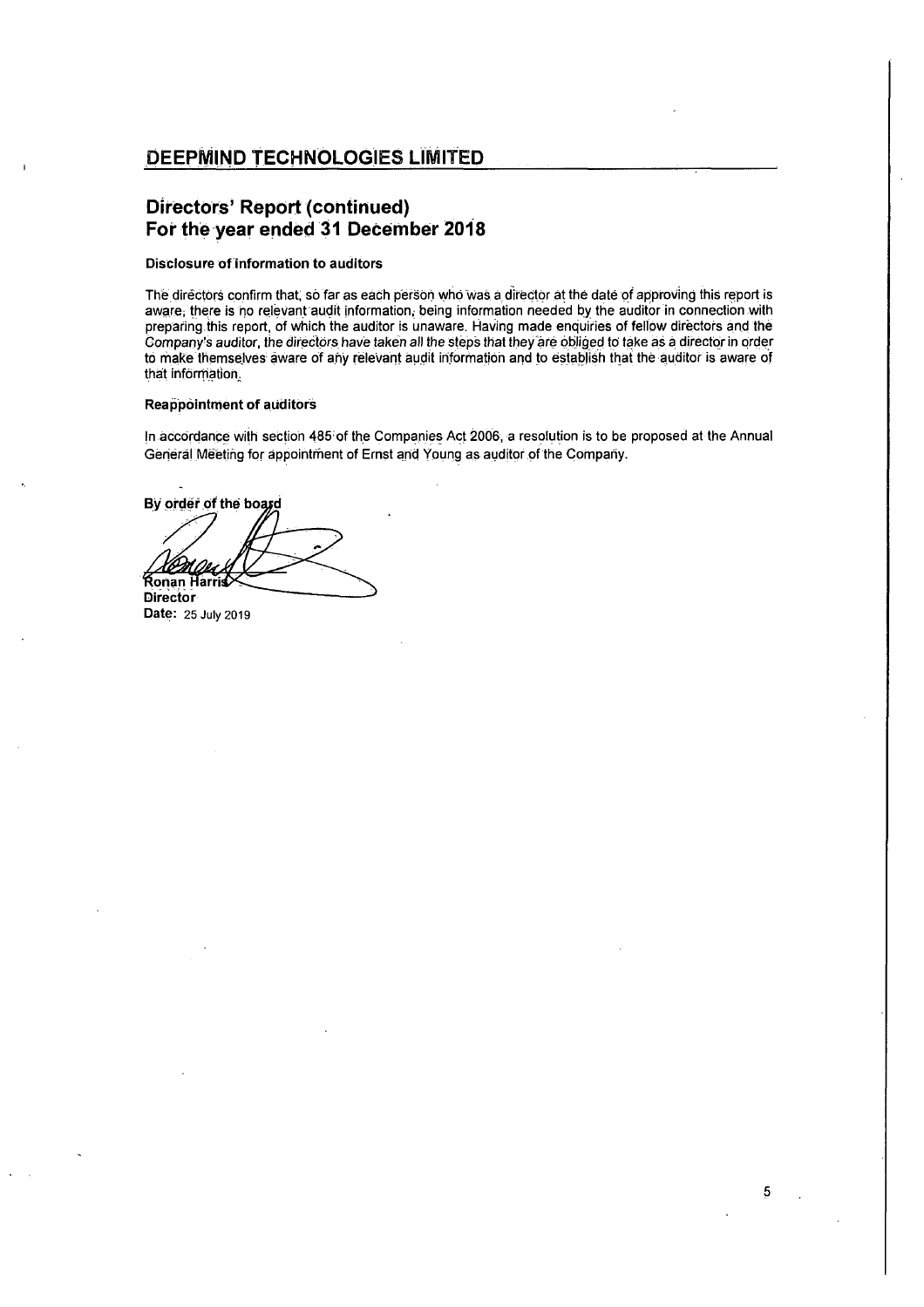# DEEPMIND TECHNOLOGIES LIMITED

## Directors' Report (continued)
## For the year ended 31 December 2018

**Disclosure of information to auditors**

The directors confirm that, so far as each person who was a director at the date of approving this report is aware, there is no relevant audit information, being information needed by the auditor in connection with preparing this report, of which the auditor is unaware. Having made enquiries of fellow directors and the Company's auditor, the directors have taken all the steps that they are obliged to take as a director in order to make themselves aware of any relevant audit information and to establish that the auditor is aware of that information.

**Reappointment of auditors**

In accordance with section 485 of the Companies Act 2006, a resolution is to be proposed at the Annual General Meeting for appointment of Ernst and Young as auditor of the Company.

By order of the board

Ronan Harris
**Director**
**Date:** 25 July 2019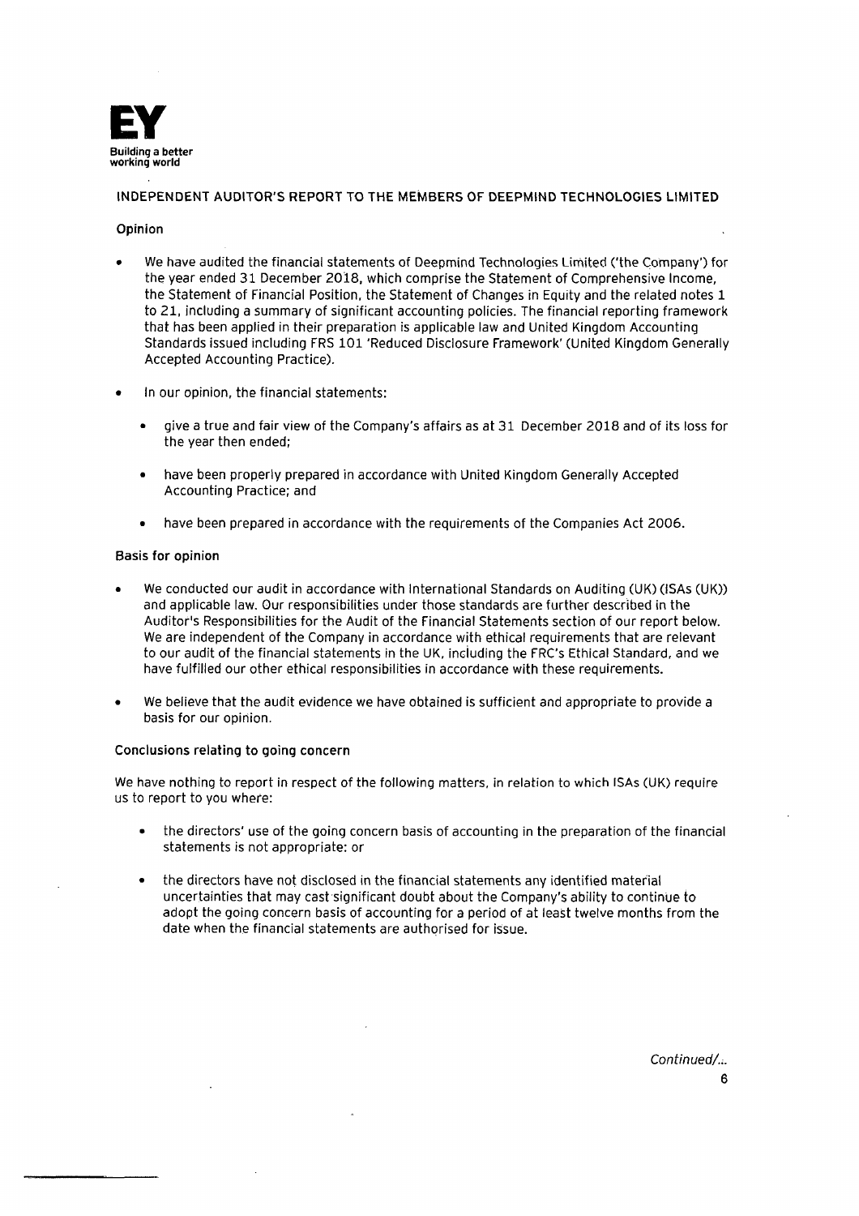EY
Building a better working world

## INDEPENDENT AUDITOR'S REPORT TO THE MEMBERS OF DEEPMIND TECHNOLOGIES LIMITED

### Opinion

- We have audited the financial statements of Deepmind Technologies Limited ('the Company') for the year ended 31 December 2018, which comprise the Statement of Comprehensive Income, the Statement of Financial Position, the Statement of Changes in Equity and the related notes 1 to 21, including a summary of significant accounting policies. The financial reporting framework that has been applied in their preparation is applicable law and United Kingdom Accounting Standards issued including FRS 101 'Reduced Disclosure Framework' (United Kingdom Generally Accepted Accounting Practice).

- In our opinion, the financial statements:

  - give a true and fair view of the Company's affairs as at 31 December 2018 and of its loss for the year then ended;

  - have been properly prepared in accordance with United Kingdom Generally Accepted Accounting Practice; and

  - have been prepared in accordance with the requirements of the Companies Act 2006.

### Basis for opinion

- We conducted our audit in accordance with International Standards on Auditing (UK) (ISAs (UK)) and applicable law. Our responsibilities under those standards are further described in the Auditor's Responsibilities for the Audit of the Financial Statements section of our report below. We are independent of the Company in accordance with ethical requirements that are relevant to our audit of the financial statements in the UK, including the FRC's Ethical Standard, and we have fulfilled our other ethical responsibilities in accordance with these requirements.

- We believe that the audit evidence we have obtained is sufficient and appropriate to provide a basis for our opinion.

### Conclusions relating to going concern

We have nothing to report in respect of the following matters, in relation to which ISAs (UK) require us to report to you where:

- the directors' use of the going concern basis of accounting in the preparation of the financial statements is not appropriate: or

- the directors have not disclosed in the financial statements any identified material uncertainties that may cast significant doubt about the Company's ability to continue to adopt the going concern basis of accounting for a period of at least twelve months from the date when the financial statements are authorised for issue.

*Continued/...*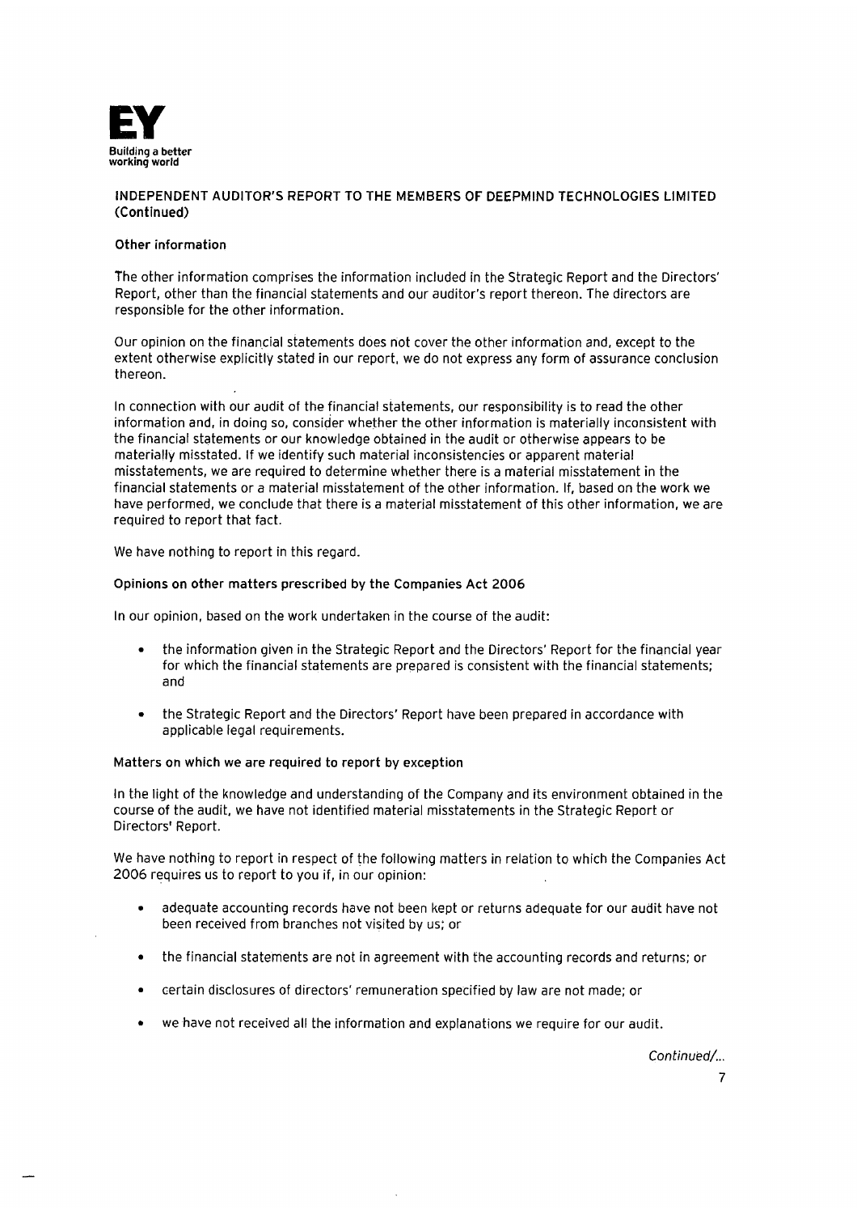## INDEPENDENT AUDITOR'S REPORT TO THE MEMBERS OF DEEPMIND TECHNOLOGIES LIMITED (Continued)

### Other information

The other information comprises the information included in the Strategic Report and the Directors' Report, other than the financial statements and our auditor's report thereon. The directors are responsible for the other information.

Our opinion on the financial statements does not cover the other information and, except to the extent otherwise explicitly stated in our report, we do not express any form of assurance conclusion thereon.

In connection with our audit of the financial statements, our responsibility is to read the other information and, in doing so, consider whether the other information is materially inconsistent with the financial statements or our knowledge obtained in the audit or otherwise appears to be materially misstated. If we identify such material inconsistencies or apparent material misstatements, we are required to determine whether there is a material misstatement in the financial statements or a material misstatement of the other information. If, based on the work we have performed, we conclude that there is a material misstatement of this other information, we are required to report that fact.

We have nothing to report in this regard.

### Opinions on other matters prescribed by the Companies Act 2006

In our opinion, based on the work undertaken in the course of the audit:

- the information given in the Strategic Report and the Directors' Report for the financial year for which the financial statements are prepared is consistent with the financial statements; and
- the Strategic Report and the Directors' Report have been prepared in accordance with applicable legal requirements.

### Matters on which we are required to report by exception

In the light of the knowledge and understanding of the Company and its environment obtained in the course of the audit, we have not identified material misstatements in the Strategic Report or Directors' Report.

We have nothing to report in respect of the following matters in relation to which the Companies Act 2006 requires us to report to you if, in our opinion:

- adequate accounting records have not been kept or returns adequate for our audit have not been received from branches not visited by us; or
- the financial statements are not in agreement with the accounting records and returns; or
- certain disclosures of directors' remuneration specified by law are not made; or
- we have not received all the information and explanations we require for our audit.

*Continued/...*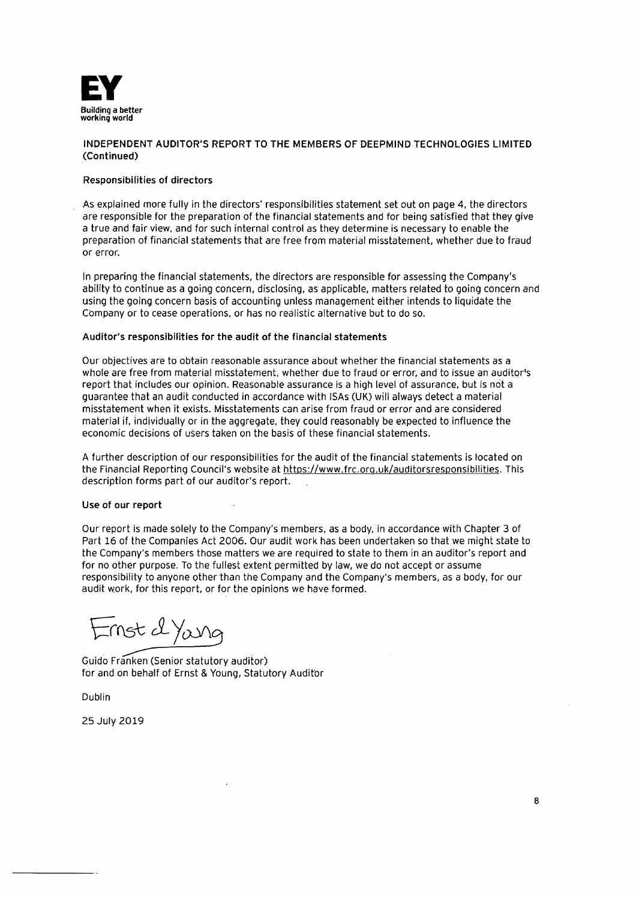**EY**
Building a better working world

## INDEPENDENT AUDITOR'S REPORT TO THE MEMBERS OF DEEPMIND TECHNOLOGIES LIMITED (Continued)

### Responsibilities of directors

As explained more fully in the directors' responsibilities statement set out on page 4, the directors are responsible for the preparation of the financial statements and for being satisfied that they give a true and fair view, and for such internal control as they determine is necessary to enable the preparation of financial statements that are free from material misstatement, whether due to fraud or error.

In preparing the financial statements, the directors are responsible for assessing the Company's ability to continue as a going concern, disclosing, as applicable, matters related to going concern and using the going concern basis of accounting unless management either intends to liquidate the Company or to cease operations, or has no realistic alternative but to do so.

### Auditor's responsibilities for the audit of the financial statements

Our objectives are to obtain reasonable assurance about whether the financial statements as a whole are free from material misstatement, whether due to fraud or error, and to issue an auditor's report that includes our opinion. Reasonable assurance is a high level of assurance, but is not a guarantee that an audit conducted in accordance with ISAs (UK) will always detect a material misstatement when it exists. Misstatements can arise from fraud or error and are considered material if, individually or in the aggregate, they could reasonably be expected to influence the economic decisions of users taken on the basis of these financial statements.

A further description of our responsibilities for the audit of the financial statements is located on the Financial Reporting Council's website at https://www.frc.org.uk/auditorsresponsibilities. This description forms part of our auditor's report.

### Use of our report

Our report is made solely to the Company's members, as a body, in accordance with Chapter 3 of Part 16 of the Companies Act 2006. Our audit work has been undertaken so that we might state to the Company's members those matters we are required to state to them in an auditor's report and for no other purpose. To the fullest extent permitted by law, we do not accept or assume responsibility to anyone other than the Company and the Company's members, as a body, for our audit work, for this report, or for the opinions we have formed.

Ernst & Young

Guido Franken (Senior statutory auditor)
for and on behalf of Ernst & Young, Statutory Auditor

Dublin

25 July 2019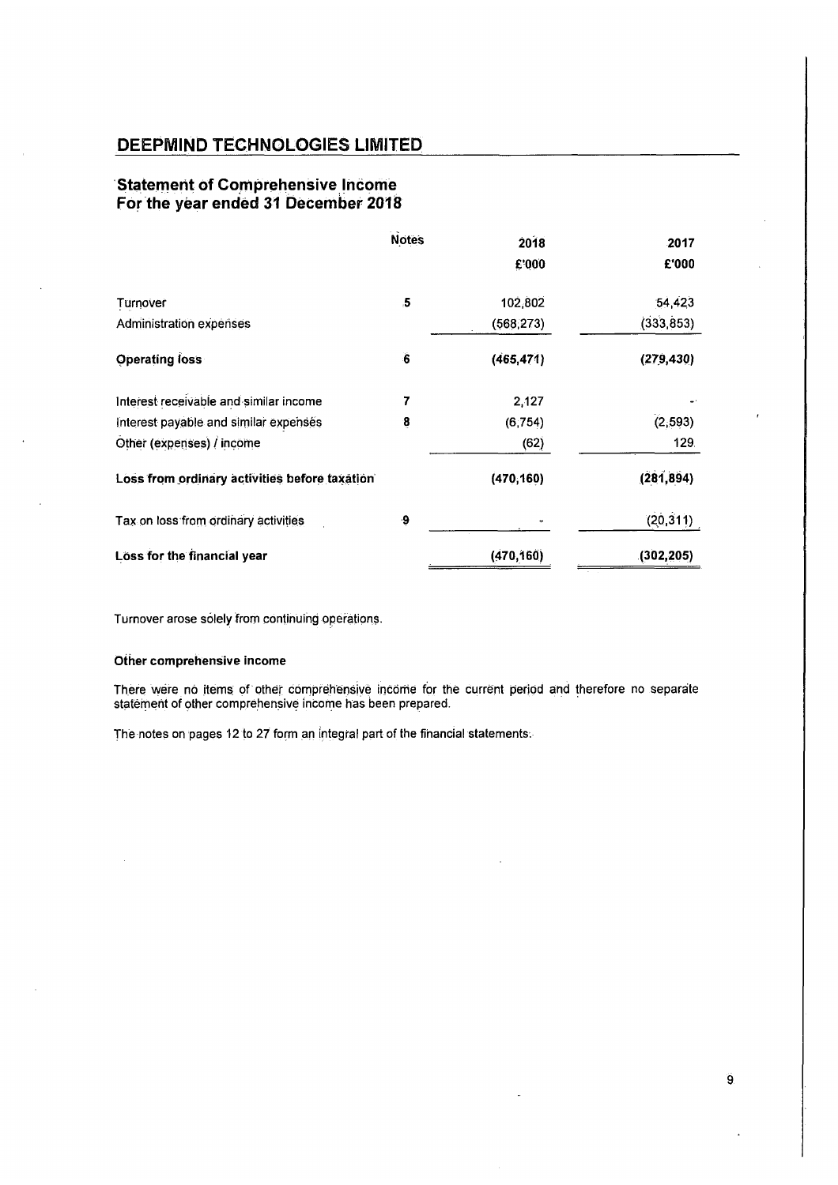## DEEPMIND TECHNOLOGIES LIMITED

### Statement of Comprehensive Income
### For the year ended 31 December 2018

| | Notes | 2018 | 2017 |
|---|---|---|---|
| | | £'000 | £'000 |
| Turnover | 5 | 102,802 | 54,423 |
| Administration expenses | | (568,273) | (333,853) |
| **Operating loss** | 6 | **(465,471)** | **(279,430)** |
| Interest receivable and similar income | 7 | 2,127 | - |
| Interest payable and similar expenses | 8 | (6,754) | (2,593) |
| Other (expenses) / income | | (62) | 129 |
| **Loss from ordinary activities before taxation** | | **(470,160)** | **(281,894)** |
| Tax on loss from ordinary activities | 9 | - | (20,311) |
| **Loss for the financial year** | | **(470,160)** | **(302,205)** |

Turnover arose solely from continuing operations.

**Other comprehensive income**

There were no items of other comprehensive income for the current period and therefore no separate statement of other comprehensive income has been prepared.

The notes on pages 12 to 27 form an integral part of the financial statements.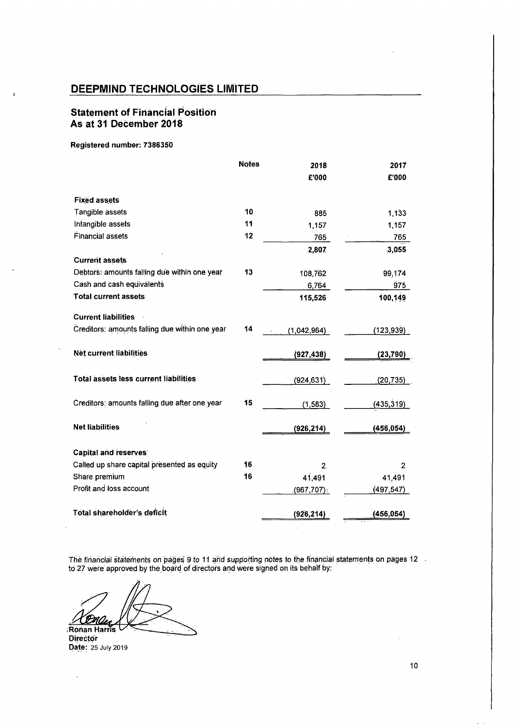# DEEPMIND TECHNOLOGIES LIMITED

## Statement of Financial Position
## As at 31 December 2018

**Registered number: 7386350**

| | Notes | 2018 £'000 | 2017 £'000 |
|---|---|---|---|
| **Fixed assets** | | | |
| Tangible assets | 10 | 885 | 1,133 |
| Intangible assets | 11 | 1,157 | 1,157 |
| Financial assets | 12 | 765 | 765 |
| | | 2,807 | 3,055 |
| **Current assets** | | | |
| Debtors: amounts falling due within one year | 13 | 108,762 | 99,174 |
| Cash and cash equivalents | | 6,764 | 975 |
| **Total current assets** | | **115,526** | **100,149** |
| **Current liabilities** | | | |
| Creditors: amounts falling due within one year | 14 | (1,042,964) | (123,939) |
| **Net current liabilities** | | **(927,438)** | **(23,790)** |
| **Total assets less current liabilities** | | (924,631) | (20,735) |
| Creditors: amounts falling due after one year | 15 | (1,583) | (435,319) |
| **Net liabilities** | | **(926,214)** | **(456,054)** |
| **Capital and reserves** | | | |
| Called up share capital presented as equity | 16 | 2 | 2 |
| Share premium | 16 | 41,491 | 41,491 |
| Profit and loss account | | (967,707) | (497,547) |
| **Total shareholder's deficit** | | **(926,214)** | **(456,054)** |

The financial statements on pages 9 to 11 and supporting notes to the financial statements on pages 12 to 27 were approved by the board of directors and were signed on its behalf by:

**Ronan Harris**
**Director**
**Date:** 25 July 2019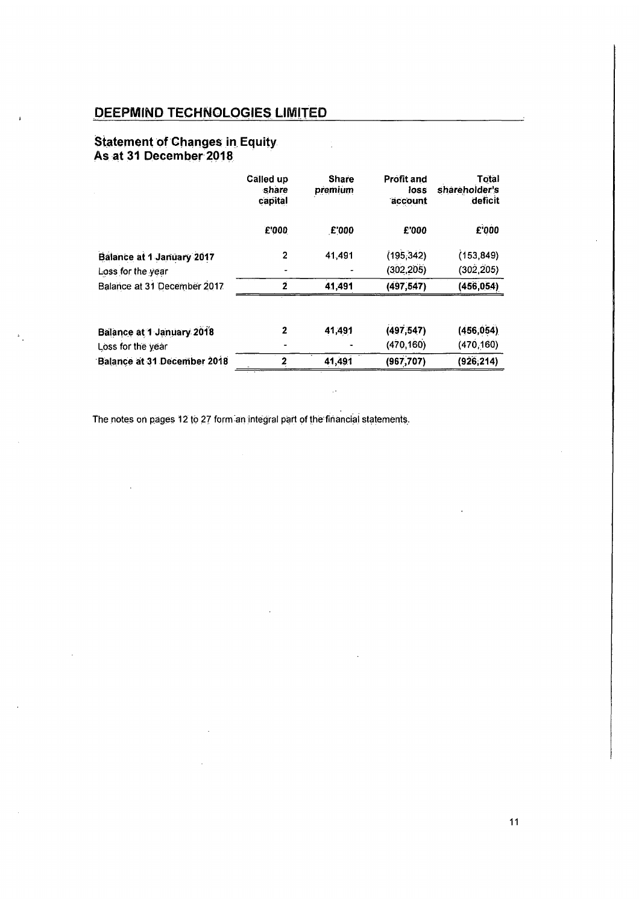## DEEPMIND TECHNOLOGIES LIMITED

## Statement of Changes in Equity
## As at 31 December 2018

| | Called up share capital | Share premium | Profit and loss account | Total shareholder's deficit |
|---|---|---|---|---|
| | £'000 | £'000 | £'000 | £'000 |
| Balance at 1 January 2017 | 2 | 41,491 | (195,342) | (153,849) |
| Loss for the year | - | - | (302,205) | (302,205) |
| Balance at 31 December 2017 | **2** | **41,491** | **(497,547)** | **(456,054)** |
| | | | | |
| Balance at 1 January 2018 | 2 | 41,491 | (497,547) | (456,054) |
| Loss for the year | - | - | (470,160) | (470,160) |
| Balance at 31 December 2018 | **2** | **41,491** | **(967,707)** | **(926,214)** |

The notes on pages 12 to 27 form an integral part of the financial statements.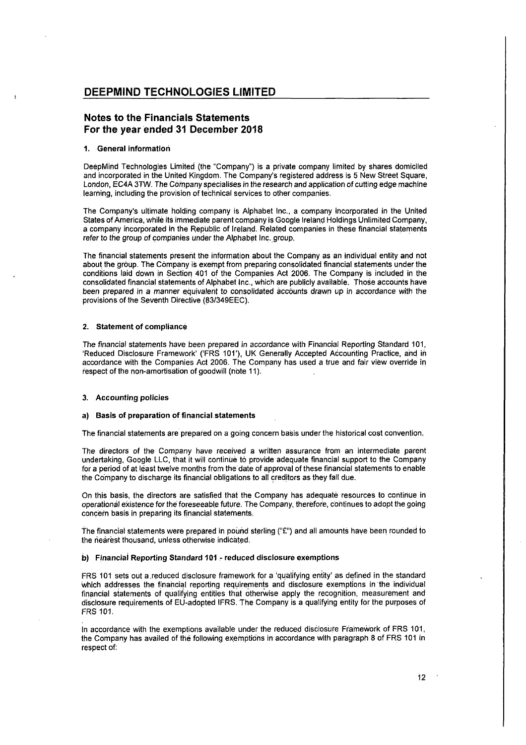# DEEPMIND TECHNOLOGIES LIMITED

## Notes to the Financials Statements
## For the year ended 31 December 2018

### 1. General information

DeepMind Technologies Limited (the "Company") is a private company limited by shares domiciled and incorporated in the United Kingdom. The Company's registered address is 5 New Street Square, London, EC4A 3TW. The Company specialises in the research and application of cutting edge machine learning, including the provision of technical services to other companies.

The Company's ultimate holding company is Alphabet Inc., a company incorporated in the United States of America, while its immediate parent company is Google Ireland Holdings Unlimited Company, a company incorporated in the Republic of Ireland. Related companies in these financial statements refer to the group of companies under the Alphabet Inc. group.

The financial statements present the information about the Company as an individual entity and not about the group. The Company is exempt from preparing consolidated financial statements under the conditions laid down in Section 401 of the Companies Act 2006. The Company is included in the consolidated financial statements of Alphabet Inc., which are publicly available. Those accounts have been prepared in a manner equivalent to consolidated accounts drawn up in accordance with the provisions of the Seventh Directive (83/349EEC).

### 2. Statement of compliance

The financial statements have been prepared in accordance with Financial Reporting Standard 101, 'Reduced Disclosure Framework' ('FRS 101'), UK Generally Accepted Accounting Practice, and in accordance with the Companies Act 2006. The Company has used a true and fair view override in respect of the non-amortisation of goodwill (note 11).

### 3. Accounting policies

#### a) Basis of preparation of financial statements

The financial statements are prepared on a going concern basis under the historical cost convention.

The directors of the Company have received a written assurance from an intermediate parent undertaking, Google LLC, that it will continue to provide adequate financial support to the Company for a period of at least twelve months from the date of approval of these financial statements to enable the Company to discharge its financial obligations to all creditors as they fall due.

On this basis, the directors are satisfied that the Company has adequate resources to continue in operational existence for the foreseeable future. The Company, therefore, continues to adopt the going concern basis in preparing its financial statements.

The financial statements were prepared in pound sterling ("£") and all amounts have been rounded to the nearest thousand, unless otherwise indicated.

#### b) Financial Reporting Standard 101 - reduced disclosure exemptions

FRS 101 sets out a reduced disclosure framework for a 'qualifying entity' as defined in the standard which addresses the financial reporting requirements and disclosure exemptions in the individual financial statements of qualifying entities that otherwise apply the recognition, measurement and disclosure requirements of EU-adopted IFRS. The Company is a qualifying entity for the purposes of FRS 101.

In accordance with the exemptions available under the reduced disclosure Framework of FRS 101, the Company has availed of the following exemptions in accordance with paragraph 8 of FRS 101 in respect of: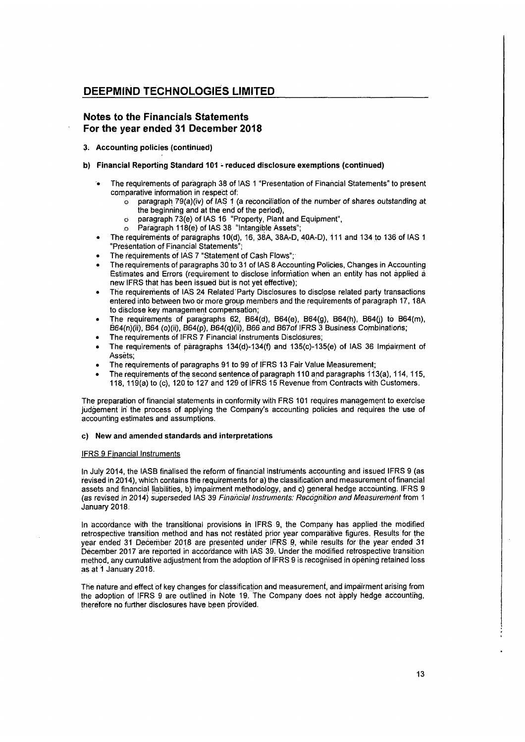## DEEPMIND TECHNOLOGIES LIMITED

## Notes to the Financials Statements
## For the year ended 31 December 2018

### 3. Accounting policies (continued)

### b) Financial Reporting Standard 101 - reduced disclosure exemptions (continued)

- The requirements of paragraph 38 of IAS 1 "Presentation of Financial Statements" to present comparative information in respect of:
  - paragraph 79(a)(iv) of IAS 1 (a reconciliation of the number of shares outstanding at the beginning and at the end of the period),
  - paragraph 73(e) of IAS 16 "Property, Plant and Equipment",
  - Paragraph 118(e) of IAS 38 "Intangible Assets";
- The requirements of paragraphs 10(d), 16, 38A, 38A-D, 40A-D), 111 and 134 to 136 of IAS 1 "Presentation of Financial Statements";
- The requirements of IAS 7 "Statement of Cash Flows";
- The requirements of paragraphs 30 to 31 of IAS 8 Accounting Policies, Changes in Accounting Estimates and Errors (requirement to disclose information when an entity has not applied a new IFRS that has been issued but is not yet effective);
- The requirements of IAS 24 Related Party Disclosures to disclose related party transactions entered into between two or more group members and the requirements of paragraph 17, 18A to disclose key management compensation;
- The requirements of paragraphs 62, B64(d), B64(e), B64(g), B64(h), B64(j) to B64(m), B64(n)(ii), B64 (o)(ii), B64(p), B64(q)(ii), B66 and B67of IFRS 3 Business Combinations;
- The requirements of IFRS 7 Financial Instruments Disclosures;
- The requirements of paragraphs 134(d)-134(f) and 135(c)-135(e) of IAS 36 Impairment of Assets;
- The requirements of paragraphs 91 to 99 of IFRS 13 Fair Value Measurement;
- The requirements of the second sentence of paragraph 110 and paragraphs 113(a), 114, 115, 118, 119(a) to (c), 120 to 127 and 129 of IFRS 15 Revenue from Contracts with Customers.

The preparation of financial statements in conformity with FRS 101 requires management to exercise judgement in the process of applying the Company's accounting policies and requires the use of accounting estimates and assumptions.

### c) New and amended standards and interpretations

IFRS 9 Financial Instruments

In July 2014, the IASB finalised the reform of financial instruments accounting and issued IFRS 9 (as revised in 2014), which contains the requirements for a) the classification and measurement of financial assets and financial liabilities, b) impairment methodology, and c) general hedge accounting. IFRS 9 (as revised in 2014) superseded IAS 39 *Financial Instruments: Recognition and Measurement* from 1 January 2018.

In accordance with the transitional provisions in IFRS 9, the Company has applied the modified retrospective transition method and has not restated prior year comparative figures. Results for the year ended 31 December 2018 are presented under IFRS 9, while results for the year ended 31 December 2017 are reported in accordance with IAS 39. Under the modified retrospective transition method, any cumulative adjustment from the adoption of IFRS 9 is recognised in opening retained loss as at 1 January 2018.

The nature and effect of key changes for classification and measurement, and impairment arising from the adoption of IFRS 9 are outlined in Note 19. The Company does not apply hedge accounting, therefore no further disclosures have been provided.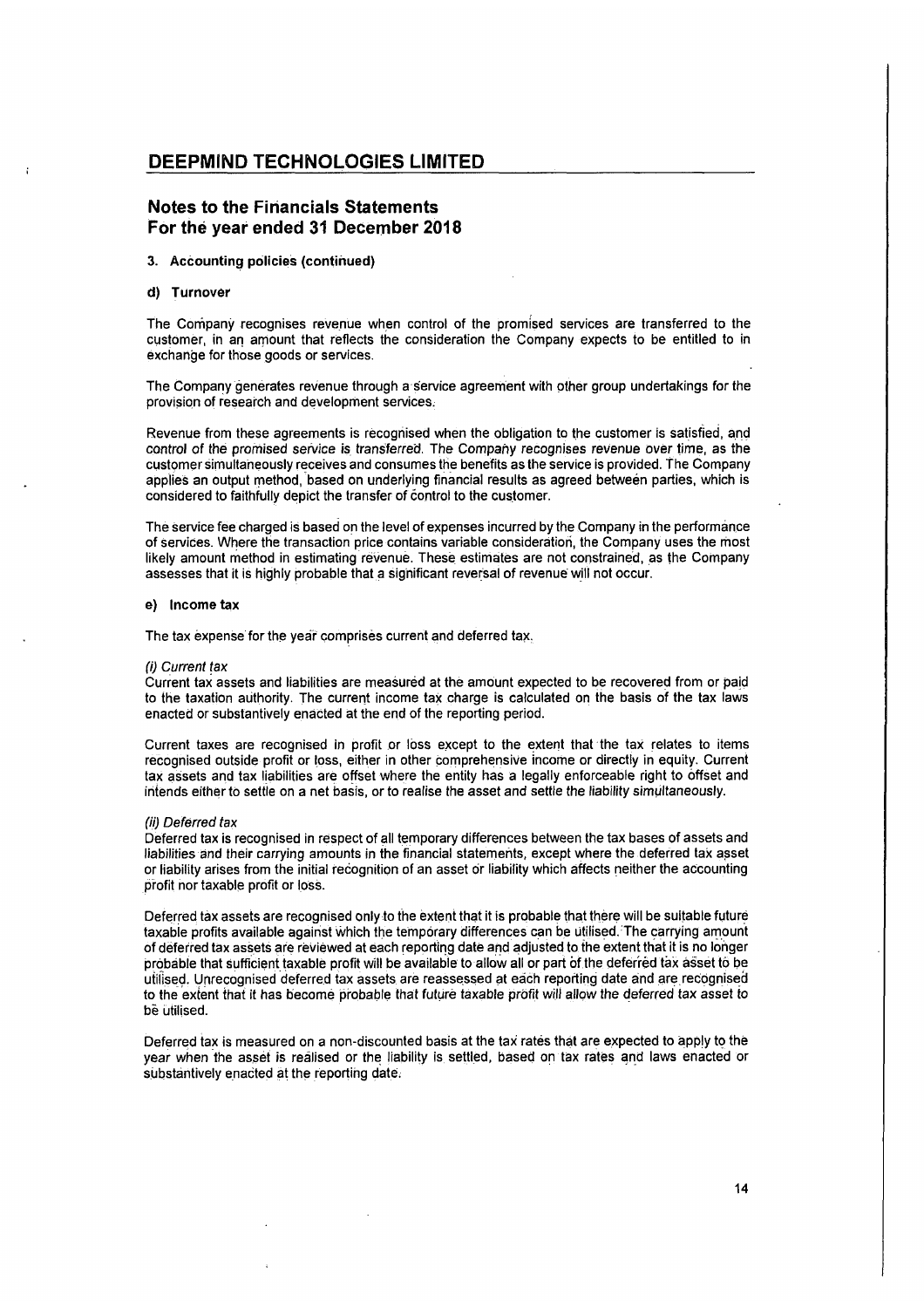## Notes to the Financials Statements
## For the year ended 31 December 2018

### 3. Accounting policies (continued)

#### d) Turnover

The Company recognises revenue when control of the promised services are transferred to the customer, in an amount that reflects the consideration the Company expects to be entitled to in exchange for those goods or services.

The Company generates revenue through a service agreement with other group undertakings for the provision of research and development services.

Revenue from these agreements is recognised when the obligation to the customer is satisfied, and control of the promised service is transferred. The Company recognises revenue over time, as the customer simultaneously receives and consumes the benefits as the service is provided. The Company applies an output method, based on underlying financial results as agreed between parties, which is considered to faithfully depict the transfer of control to the customer.

The service fee charged is based on the level of expenses incurred by the Company in the performance of services. Where the transaction price contains variable consideration, the Company uses the most likely amount method in estimating revenue. These estimates are not constrained, as the Company assesses that it is highly probable that a significant reversal of revenue will not occur.

#### e) Income tax

The tax expense for the year comprises current and deferred tax.

*(i) Current tax*

Current tax assets and liabilities are measured at the amount expected to be recovered from or paid to the taxation authority. The current income tax charge is calculated on the basis of the tax laws enacted or substantively enacted at the end of the reporting period.

Current taxes are recognised in profit or loss except to the extent that the tax relates to items recognised outside profit or loss, either in other comprehensive income or directly in equity. Current tax assets and tax liabilities are offset where the entity has a legally enforceable right to offset and intends either to settle on a net basis, or to realise the asset and settle the liability simultaneously.

*(ii) Deferred tax*

Deferred tax is recognised in respect of all temporary differences between the tax bases of assets and liabilities and their carrying amounts in the financial statements, except where the deferred tax asset or liability arises from the initial recognition of an asset or liability which affects neither the accounting profit nor taxable profit or loss.

Deferred tax assets are recognised only to the extent that it is probable that there will be suitable future taxable profits available against which the temporary differences can be utilised. The carrying amount of deferred tax assets are reviewed at each reporting date and adjusted to the extent that it is no longer probable that sufficient taxable profit will be available to allow all or part of the deferred tax asset to be utilised. Unrecognised deferred tax assets are reassessed at each reporting date and are recognised to the extent that it has become probable that future taxable profit will allow the deferred tax asset to be utilised.

Deferred tax is measured on a non-discounted basis at the tax rates that are expected to apply to the year when the asset is realised or the liability is settled, based on tax rates and laws enacted or substantively enacted at the reporting date.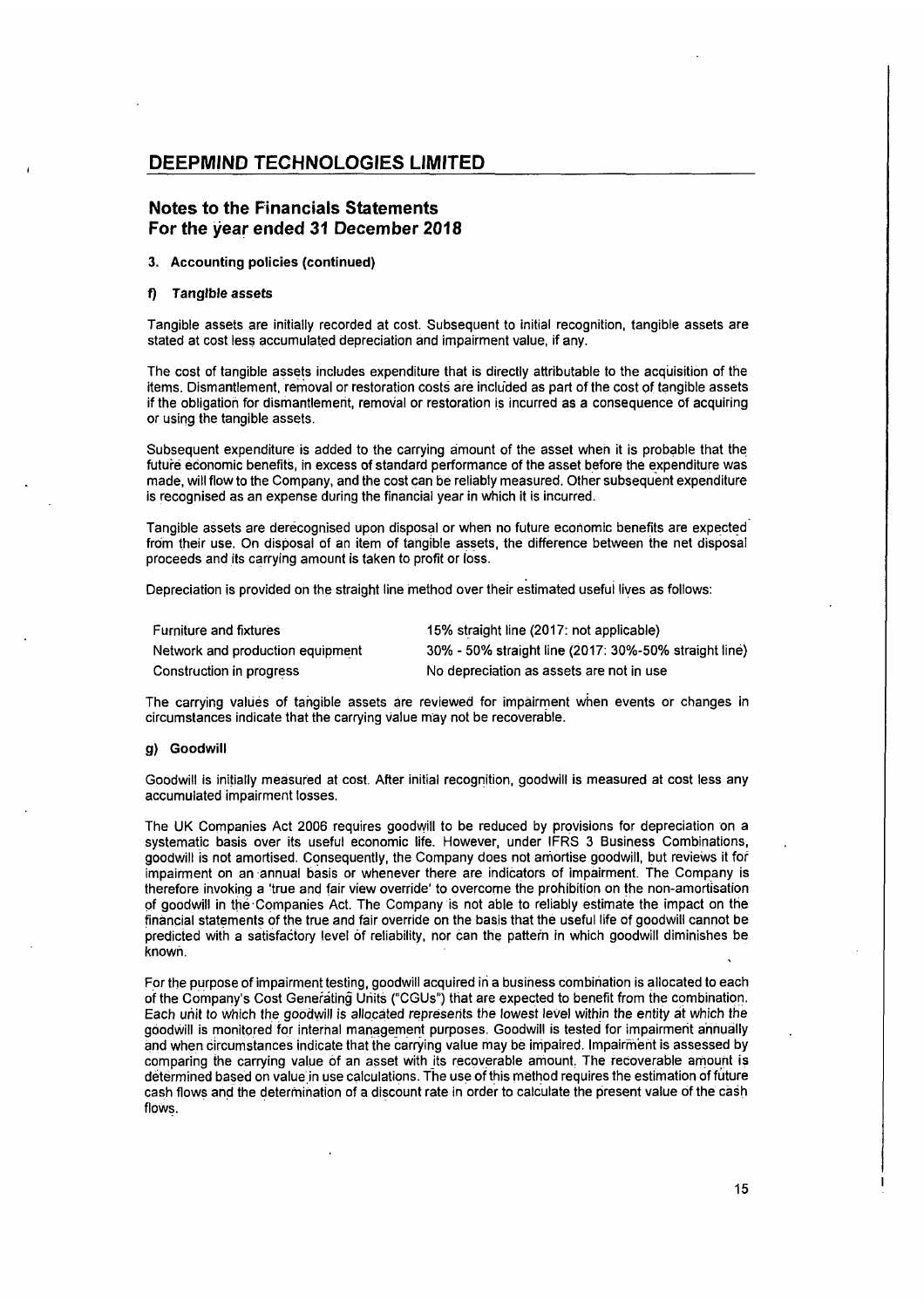# DEEPMIND TECHNOLOGIES LIMITED

## Notes to the Financials Statements
## For the year ended 31 December 2018

### 3. Accounting policies (continued)

#### f) Tangible assets

Tangible assets are initially recorded at cost. Subsequent to initial recognition, tangible assets are stated at cost less accumulated depreciation and impairment value, if any.

The cost of tangible assets includes expenditure that is directly attributable to the acquisition of the items. Dismantlement, removal or restoration costs are included as part of the cost of tangible assets if the obligation for dismantlement, removal or restoration is incurred as a consequence of acquiring or using the tangible assets.

Subsequent expenditure is added to the carrying amount of the asset when it is probable that the future economic benefits, in excess of standard performance of the asset before the expenditure was made, will flow to the Company, and the cost can be reliably measured. Other subsequent expenditure is recognised as an expense during the financial year in which it is incurred.

Tangible assets are derecognised upon disposal or when no future economic benefits are expected from their use. On disposal of an item of tangible assets, the difference between the net disposal proceeds and its carrying amount is taken to profit or loss.

Depreciation is provided on the straight line method over their estimated useful lives as follows:

| | |
|---|---|
| Furniture and fixtures | 15% straight line (2017: not applicable) |
| Network and production equipment | 30% - 50% straight line (2017: 30%-50% straight line) |
| Construction in progress | No depreciation as assets are not in use |

The carrying values of tangible assets are reviewed for impairment when events or changes in circumstances indicate that the carrying value may not be recoverable.

#### g) Goodwill

Goodwill is initially measured at cost. After initial recognition, goodwill is measured at cost less any accumulated impairment losses.

The UK Companies Act 2006 requires goodwill to be reduced by provisions for depreciation on a systematic basis over its useful economic life. However, under IFRS 3 Business Combinations, goodwill is not amortised. Consequently, the Company does not amortise goodwill, but reviews it for impairment on an annual basis or whenever there are indicators of impairment. The Company is therefore invoking a 'true and fair view override' to overcome the prohibition on the non-amortisation of goodwill in the Companies Act. The Company is not able to reliably estimate the impact on the financial statements of the true and fair override on the basis that the useful life of goodwill cannot be predicted with a satisfactory level of reliability, nor can the pattern in which goodwill diminishes be known.

For the purpose of impairment testing, goodwill acquired in a business combination is allocated to each of the Company's Cost Generating Units ("CGUs") that are expected to benefit from the combination. Each unit to which the goodwill is allocated represents the lowest level within the entity at which the goodwill is monitored for internal management purposes. Goodwill is tested for impairment annually and when circumstances indicate that the carrying value may be impaired. Impairment is assessed by comparing the carrying value of an asset with its recoverable amount. The recoverable amount is determined based on value in use calculations. The use of this method requires the estimation of future cash flows and the determination of a discount rate in order to calculate the present value of the cash flows.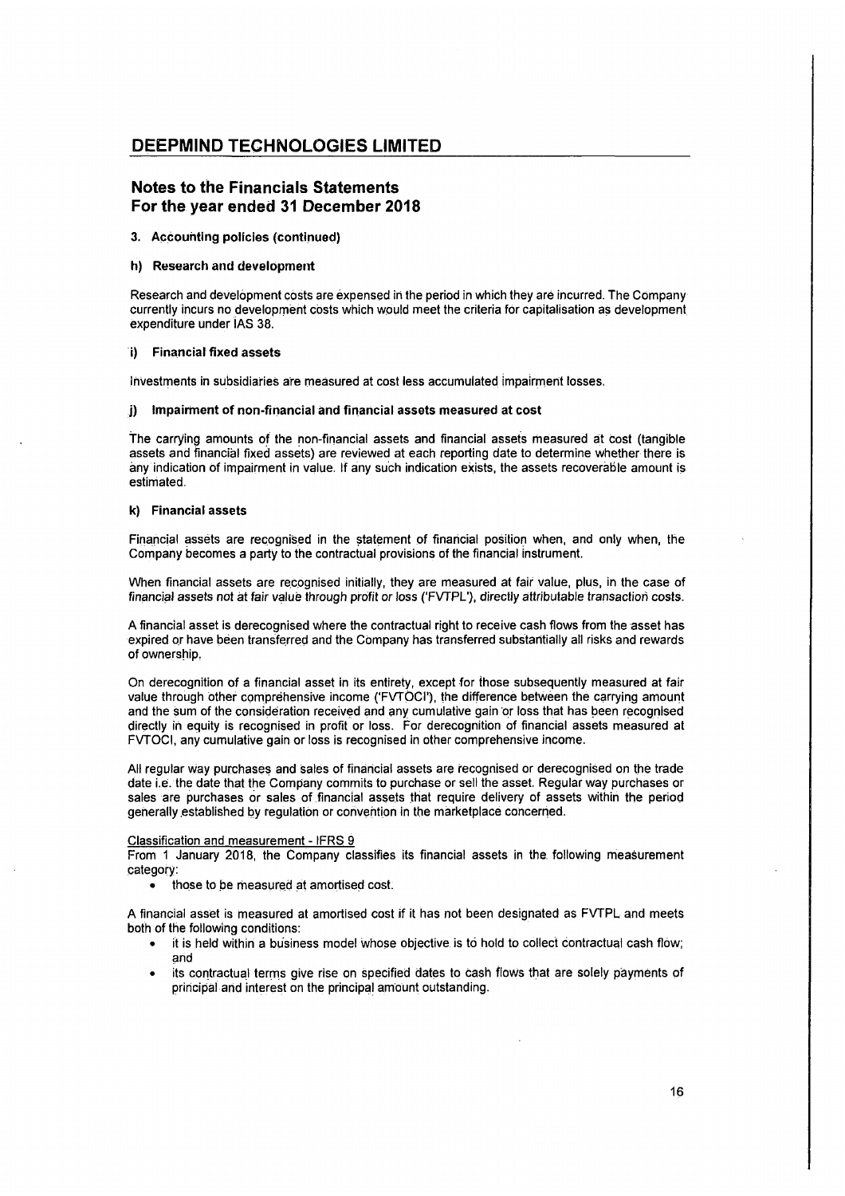# DEEPMIND TECHNOLOGIES LIMITED

## Notes to the Financials Statements
## For the year ended 31 December 2018

### 3. Accounting policies (continued)

### h) Research and development

Research and development costs are expensed in the period in which they are incurred. The Company currently incurs no development costs which would meet the criteria for capitalisation as development expenditure under IAS 38.

### i) Financial fixed assets

Investments in subsidiaries are measured at cost less accumulated impairment losses.

### j) Impairment of non-financial and financial assets measured at cost

The carrying amounts of the non-financial assets and financial assets measured at cost (tangible assets and financial fixed assets) are reviewed at each reporting date to determine whether there is any indication of impairment in value. If any such indication exists, the assets recoverable amount is estimated.

### k) Financial assets

Financial assets are recognised in the statement of financial position when, and only when, the Company becomes a party to the contractual provisions of the financial instrument.

When financial assets are recognised initially, they are measured at fair value, plus, in the case of financial assets not at fair value through profit or loss ('FVTPL'), directly attributable transaction costs.

A financial asset is derecognised where the contractual right to receive cash flows from the asset has expired or have been transferred and the Company has transferred substantially all risks and rewards of ownership.

On derecognition of a financial asset in its entirety, except for those subsequently measured at fair value through other comprehensive income ('FVTOCI'), the difference between the carrying amount and the sum of the consideration received and any cumulative gain or loss that has been recognised directly in equity is recognised in profit or loss. For derecognition of financial assets measured at FVTOCI, any cumulative gain or loss is recognised in other comprehensive income.

All regular way purchases and sales of financial assets are recognised or derecognised on the trade date i.e. the date that the Company commits to purchase or sell the asset. Regular way purchases or sales are purchases or sales of financial assets that require delivery of assets within the period generally established by regulation or convention in the marketplace concerned.

Classification and measurement - IFRS 9

From 1 January 2018, the Company classifies its financial assets in the following measurement category:

- those to be measured at amortised cost.

A financial asset is measured at amortised cost if it has not been designated as FVTPL and meets both of the following conditions:

- it is held within a business model whose objective is to hold to collect contractual cash flow; and
- its contractual terms give rise on specified dates to cash flows that are solely payments of principal and interest on the principal amount outstanding.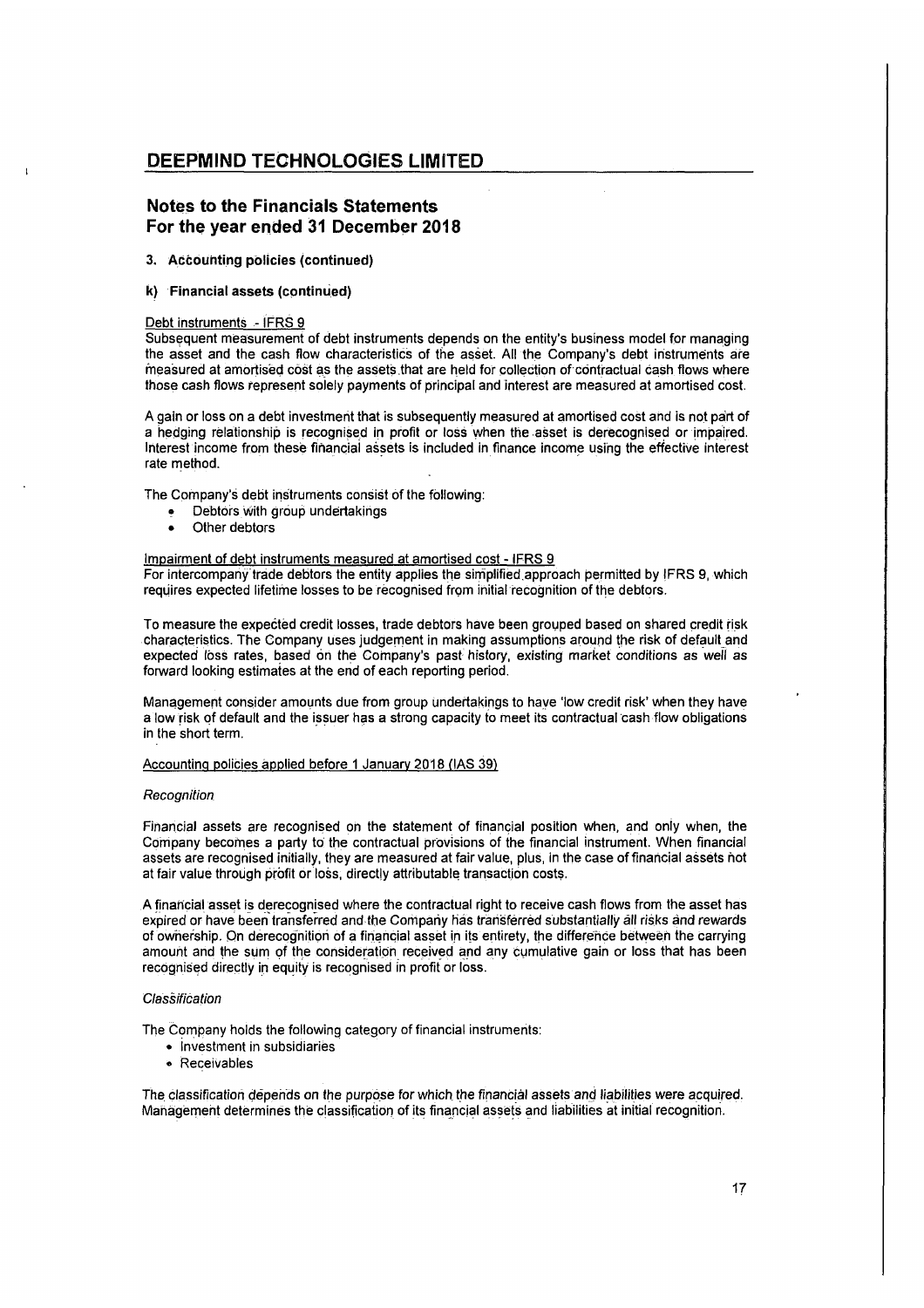# DEEPMIND TECHNOLOGIES LIMITED

## Notes to the Financials Statements
## For the year ended 31 December 2018

**3. Accounting policies (continued)**

**k) Financial assets (continued)**

Debt instruments - IFRS 9

Subsequent measurement of debt instruments depends on the entity's business model for managing the asset and the cash flow characteristics of the asset. All the Company's debt instruments are measured at amortised cost as the assets that are held for collection of contractual cash flows where those cash flows represent solely payments of principal and interest are measured at amortised cost.

A gain or loss on a debt investment that is subsequently measured at amortised cost and is not part of a hedging relationship is recognised in profit or loss when the asset is derecognised or impaired. Interest income from these financial assets is included in finance income using the effective interest rate method.

The Company's debt instruments consist of the following:

- Debtors with group undertakings
- Other debtors

Impairment of debt instruments measured at amortised cost - IFRS 9

For intercompany trade debtors the entity applies the simplified approach permitted by IFRS 9, which requires expected lifetime losses to be recognised from initial recognition of the debtors.

To measure the expected credit losses, trade debtors have been grouped based on shared credit risk characteristics. The Company uses judgement in making assumptions around the risk of default and expected loss rates, based on the Company's past history, existing market conditions as well as forward looking estimates at the end of each reporting period.

Management consider amounts due from group undertakings to have 'low credit risk' when they have a low risk of default and the issuer has a strong capacity to meet its contractual cash flow obligations in the short term.

Accounting policies applied before 1 January 2018 (IAS 39)

*Recognition*

Financial assets are recognised on the statement of financial position when, and only when, the Company becomes a party to the contractual provisions of the financial instrument. When financial assets are recognised initially, they are measured at fair value, plus, in the case of financial assets not at fair value through profit or loss, directly attributable transaction costs.

A financial asset is derecognised where the contractual right to receive cash flows from the asset has expired or have been transferred and the Company has transferred substantially all risks and rewards of ownership. On derecognition of a financial asset in its entirety, the difference between the carrying amount and the sum of the consideration received and any cumulative gain or loss that has been recognised directly in equity is recognised in profit or loss.

*Classification*

The Company holds the following category of financial instruments:

- Investment in subsidiaries
- Receivables

The classification depends on the purpose for which the financial assets and liabilities were acquired. Management determines the classification of its financial assets and liabilities at initial recognition.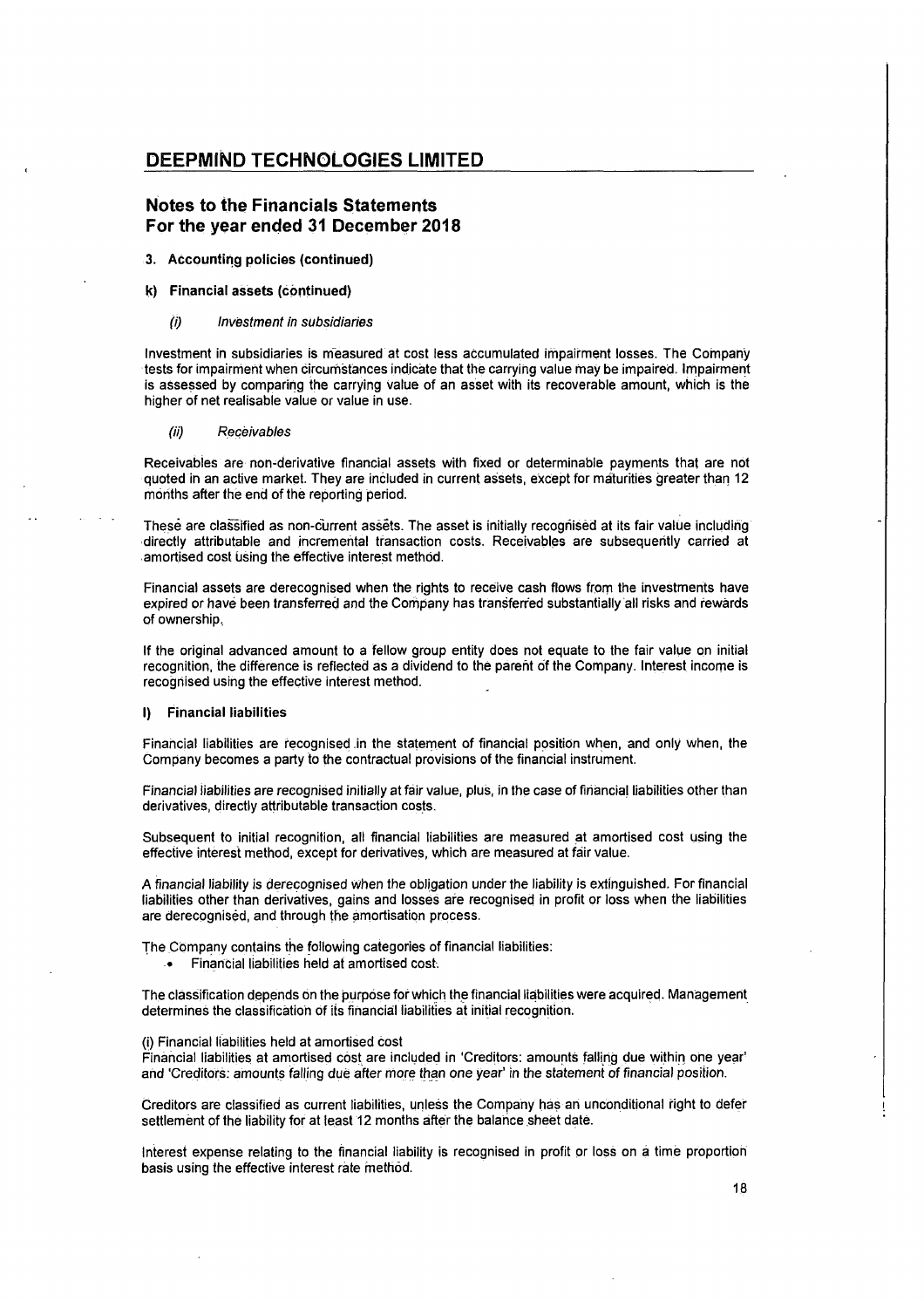# DEEPMIND TECHNOLOGIES LIMITED

## Notes to the Financials Statements
## For the year ended 31 December 2018

### 3. Accounting policies (continued)

#### k) Financial assets (continued)

*(i) Investment in subsidiaries*

Investment in subsidiaries is measured at cost less accumulated impairment losses. The Company tests for impairment when circumstances indicate that the carrying value may be impaired. Impairment is assessed by comparing the carrying value of an asset with its recoverable amount, which is the higher of net realisable value or value in use.

*(ii) Receivables*

Receivables are non-derivative financial assets with fixed or determinable payments that are not quoted in an active market. They are included in current assets, except for maturities greater than 12 months after the end of the reporting period.

These are classified as non-current assets. The asset is initially recognised at its fair value including directly attributable and incremental transaction costs. Receivables are subsequently carried at amortised cost using the effective interest method.

Financial assets are derecognised when the rights to receive cash flows from the investments have expired or have been transferred and the Company has transferred substantially all risks and rewards of ownership.

If the original advanced amount to a fellow group entity does not equate to the fair value on initial recognition, the difference is reflected as a dividend to the parent of the Company. Interest income is recognised using the effective interest method.

#### l) Financial liabilities

Financial liabilities are recognised in the statement of financial position when, and only when, the Company becomes a party to the contractual provisions of the financial instrument.

Financial liabilities are recognised initially at fair value, plus, in the case of financial liabilities other than derivatives, directly attributable transaction costs.

Subsequent to initial recognition, all financial liabilities are measured at amortised cost using the effective interest method, except for derivatives, which are measured at fair value.

A financial liability is derecognised when the obligation under the liability is extinguished. For financial liabilities other than derivatives, gains and losses are recognised in profit or loss when the liabilities are derecognised, and through the amortisation process.

The Company contains the following categories of financial liabilities:

- Financial liabilities held at amortised cost.

The classification depends on the purpose for which the financial liabilities were acquired. Management determines the classification of its financial liabilities at initial recognition.

(i) Financial liabilities held at amortised cost
Financial liabilities at amortised cost are included in 'Creditors: amounts falling due within one year' and 'Creditors: amounts falling due after more than one year' in the statement of financial position.

Creditors are classified as current liabilities, unless the Company has an unconditional right to defer settlement of the liability for at least 12 months after the balance sheet date.

Interest expense relating to the financial liability is recognised in profit or loss on a time proportion basis using the effective interest rate method.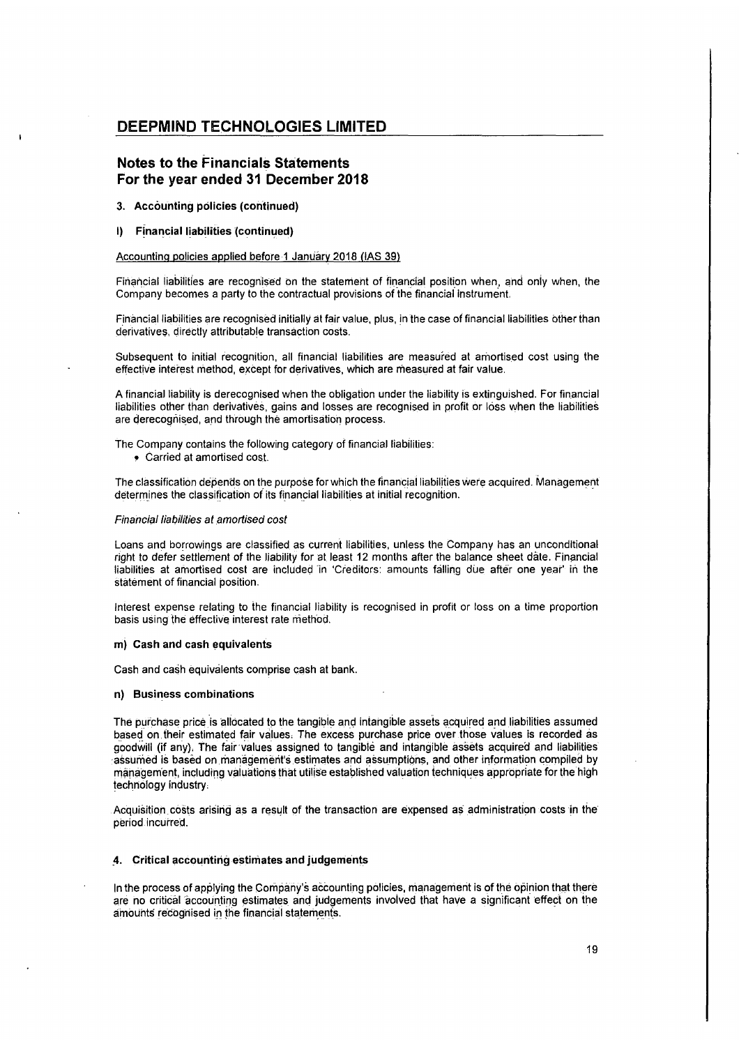# DEEPMIND TECHNOLOGIES LIMITED

## Notes to the Financials Statements
## For the year ended 31 December 2018

### 3. Accounting policies (continued)

### l) Financial liabilities (continued)

Accounting policies applied before 1 January 2018 (IAS 39)

Financial liabilities are recognised on the statement of financial position when, and only when, the Company becomes a party to the contractual provisions of the financial instrument.

Financial liabilities are recognised initially at fair value, plus, in the case of financial liabilities other than derivatives, directly attributable transaction costs.

Subsequent to initial recognition, all financial liabilities are measured at amortised cost using the effective interest method, except for derivatives, which are measured at fair value.

A financial liability is derecognised when the obligation under the liability is extinguished. For financial liabilities other than derivatives, gains and losses are recognised in profit or loss when the liabilities are derecognised, and through the amortisation process.

The Company contains the following category of financial liabilities:

- Carried at amortised cost.

The classification depends on the purpose for which the financial liabilities were acquired. Management determines the classification of its financial liabilities at initial recognition.

*Financial liabilities at amortised cost*

Loans and borrowings are classified as current liabilities, unless the Company has an unconditional right to defer settlement of the liability for at least 12 months after the balance sheet date. Financial liabilities at amortised cost are included in 'Creditors: amounts falling due after one year' in the statement of financial position.

Interest expense relating to the financial liability is recognised in profit or loss on a time proportion basis using the effective interest rate method.

### m) Cash and cash equivalents

Cash and cash equivalents comprise cash at bank.

### n) Business combinations

The purchase price is allocated to the tangible and intangible assets acquired and liabilities assumed based on their estimated fair values. The excess purchase price over those values is recorded as goodwill (if any). The fair values assigned to tangible and intangible assets acquired and liabilities assumed is based on management's estimates and assumptions, and other information compiled by management, including valuations that utilise established valuation techniques appropriate for the high technology industry.

Acquisition costs arising as a result of the transaction are expensed as administration costs in the period incurred.

### 4. Critical accounting estimates and judgements

In the process of applying the Company's accounting policies, management is of the opinion that there are no critical accounting estimates and judgements involved that have a significant effect on the amounts recognised in the financial statements.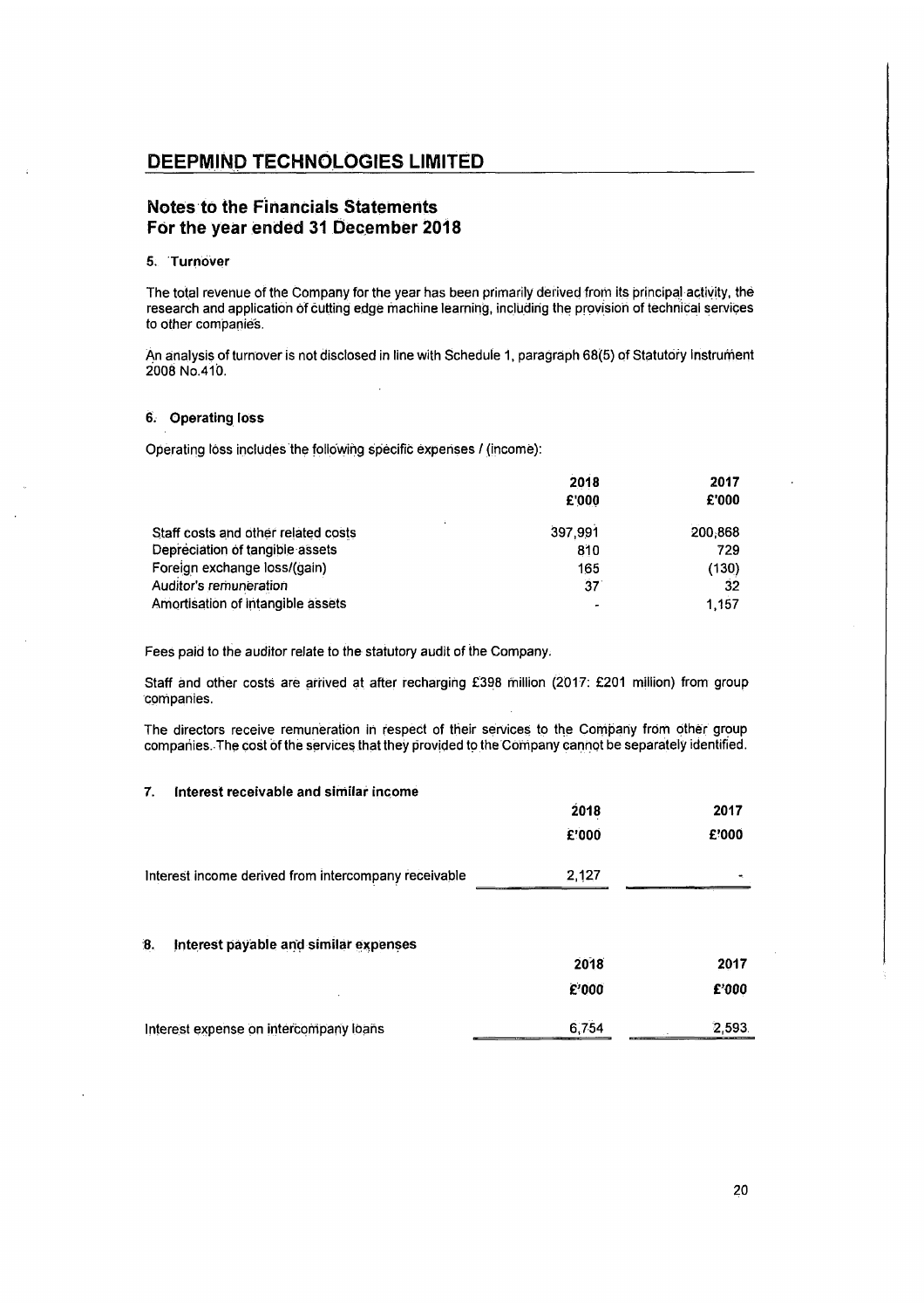# DEEPMIND TECHNOLOGIES LIMITED

## Notes to the Financials Statements
## For the year ended 31 December 2018

### 5. Turnover

The total revenue of the Company for the year has been primarily derived from its principal activity, the research and application of cutting edge machine learning, including the provision of technical services to other companies.

An analysis of turnover is not disclosed in line with Schedule 1, paragraph 68(5) of Statutory Instrument 2008 No.410.

### 6. Operating loss

Operating loss includes the following specific expenses / (income):

| | 2018 £'000 | 2017 £'000 |
|---|---|---|
| Staff costs and other related costs | 397,991 | 200,868 |
| Depreciation of tangible assets | 810 | 729 |
| Foreign exchange loss/(gain) | 165 | (130) |
| Auditor's remuneration | 37 | 32 |
| Amortisation of intangible assets | - | 1,157 |

Fees paid to the auditor relate to the statutory audit of the Company.

Staff and other costs are arrived at after recharging £398 million (2017: £201 million) from group companies.

The directors receive remuneration in respect of their services to the Company from other group companies. The cost of the services that they provided to the Company cannot be separately identified.

### 7. Interest receivable and similar income

| | 2018 £'000 | 2017 £'000 |
|---|---|---|
| Interest income derived from intercompany receivable | 2,127 | - |

### 8. Interest payable and similar expenses

| | 2018 £'000 | 2017 £'000 |
|---|---|---|
| Interest expense on intercompany loans | 6,754 | 2,593 |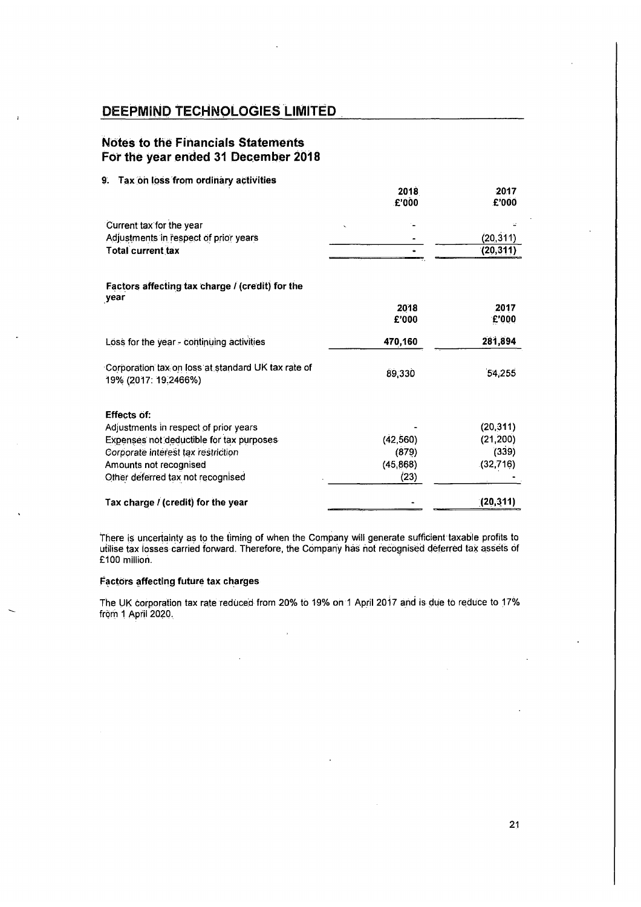## DEEPMIND TECHNOLOGIES LIMITED

## Notes to the Financials Statements
## For the year ended 31 December 2018

### 9. Tax on loss from ordinary activities

| | 2018 £'000 | 2017 £'000 |
|---|---|---|
| Current tax for the year | - | - |
| Adjustments in respect of prior years | - | (20,311) |
| **Total current tax** | - | (20,311) |

**Factors affecting tax charge / (credit) for the year**

| | 2018 £'000 | 2017 £'000 |
|---|---|---|
| Loss for the year - continuing activities | 470,160 | 281,894 |
| Corporation tax on loss at standard UK tax rate of 19% (2017: 19.2466%) | 89,330 | 54,255 |
| **Effects of:** | | |
| Adjustments in respect of prior years | - | (20,311) |
| Expenses not deductible for tax purposes | (42,560) | (21,200) |
| Corporate interest tax restriction | (879) | (339) |
| Amounts not recognised | (45,868) | (32,716) |
| Other deferred tax not recognised | (23) | - |
| **Tax charge / (credit) for the year** | - | (20,311) |

There is uncertainty as to the timing of when the Company will generate sufficient taxable profits to utilise tax losses carried forward. Therefore, the Company has not recognised deferred tax assets of £100 million.

**Factors affecting future tax charges**

The UK corporation tax rate reduced from 20% to 19% on 1 April 2017 and is due to reduce to 17% from 1 April 2020.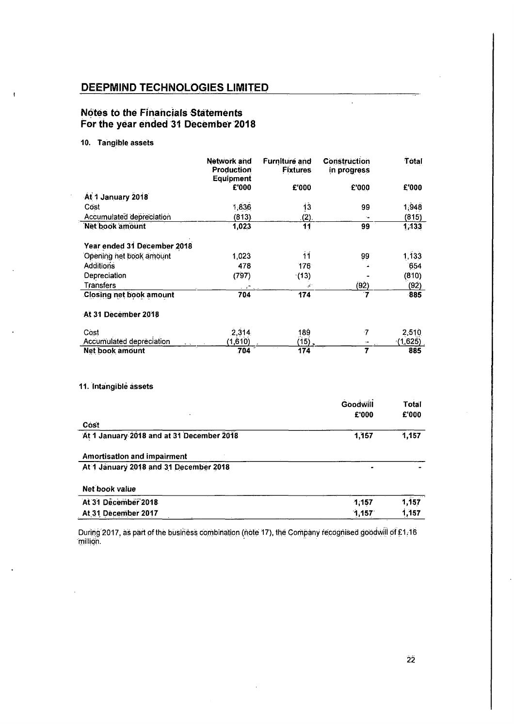# DEEPMIND TECHNOLOGIES LIMITED

## Notes to the Financials Statements
## For the year ended 31 December 2018

### 10. Tangible assets

| | Network and Production Equipment | Furniture and Fixtures | Construction in progress | Total |
|---|---|---|---|---|
| | £'000 | £'000 | £'000 | £'000 |
| **At 1 January 2018** | | | | |
| Cost | 1,836 | 13 | 99 | 1,948 |
| Accumulated depreciation | (813) | (2) | - | (815) |
| **Net book amount** | **1,023** | **11** | **99** | **1,133** |
| **Year ended 31 December 2018** | | | | |
| Opening net book amount | 1,023 | 11 | 99 | 1,133 |
| Additions | 478 | 176 | - | 654 |
| Depreciation | (797) | (13) | - | (810) |
| Transfers | - | - | (92) | (92) |
| **Closing net book amount** | **704** | **174** | **7** | **885** |
| **At 31 December 2018** | | | | |
| Cost | 2,314 | 189 | 7 | 2,510 |
| Accumulated depreciation | (1,610) | (15) | - | (1,625) |
| **Net book amount** | **704** | **174** | **7** | **885** |

### 11. Intangible assets

| | Goodwill | Total |
|---|---|---|
| | £'000 | £'000 |
| **Cost** | | |
| **At 1 January 2018 and at 31 December 2018** | **1,157** | **1,157** |
| **Amortisation and impairment** | | |
| **At 1 January 2018 and 31 December 2018** | - | - |
| **Net book value** | | |
| **At 31 December 2018** | **1,157** | **1,157** |
| **At 31 December 2017** | **1,157** | **1,157** |

During 2017, as part of the business combination (note 17), the Company recognised goodwill of £1.16 million.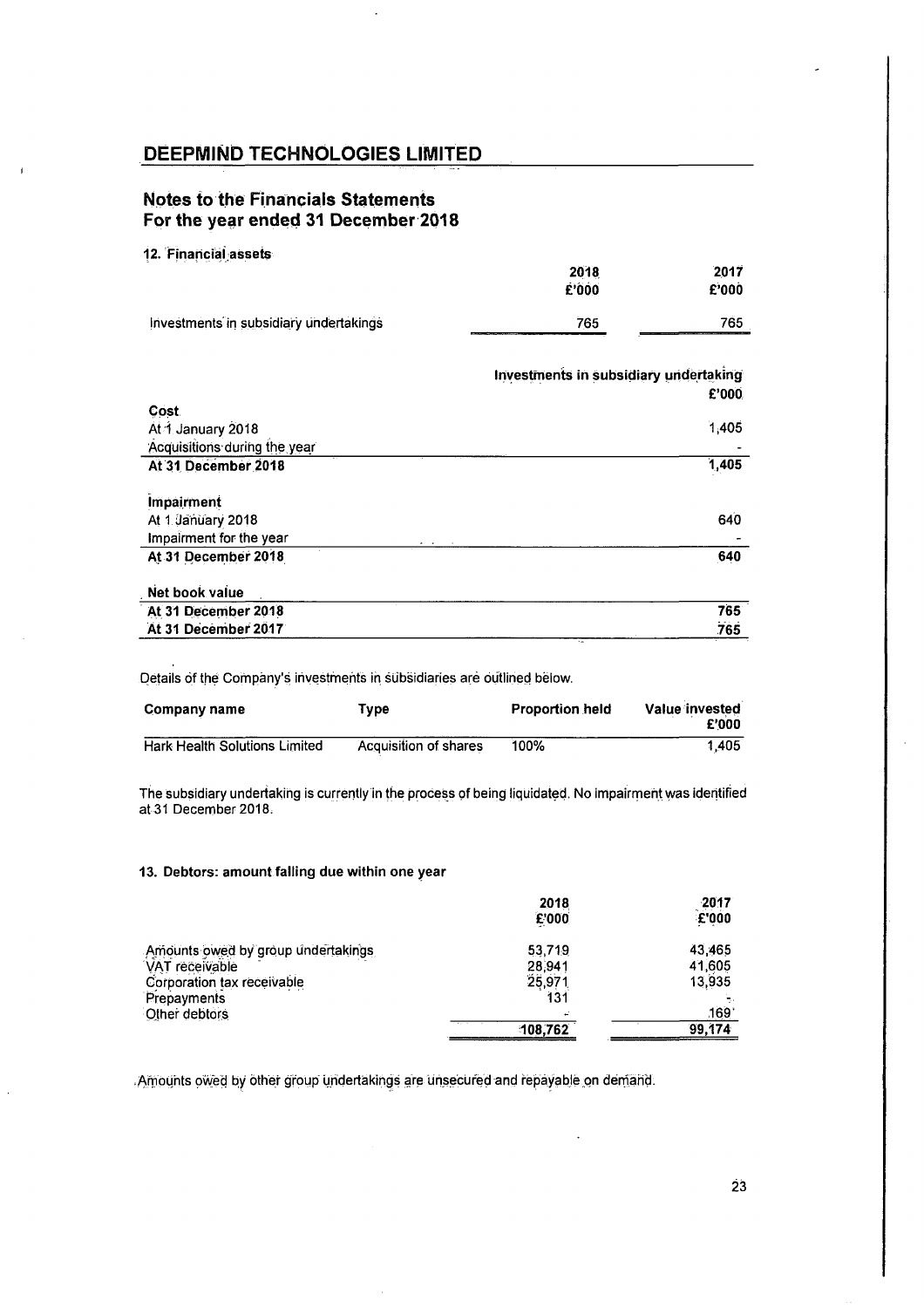# DEEPMIND TECHNOLOGIES LIMITED

## Notes to the Financials Statements
## For the year ended 31 December 2018

### 12. Financial assets

| | 2018 £'000 | 2017 £'000 |
|---|---|---|
| Investments in subsidiary undertakings | 765 | 765 |

| | Investments in subsidiary undertaking £'000 |
|---|---|
| **Cost** | |
| At 1 January 2018 | 1,405 |
| Acquisitions during the year | - |
| **At 31 December 2018** | **1,405** |
| **Impairment** | |
| At 1 January 2018 | 640 |
| Impairment for the year | - |
| **At 31 December 2018** | **640** |
| **Net book value** | |
| **At 31 December 2018** | **765** |
| **At 31 December 2017** | **765** |

Details of the Company's investments in subsidiaries are outlined below.

| Company name | Type | Proportion held | Value invested £'000 |
|---|---|---|---|
| Hark Health Solutions Limited | Acquisition of shares | 100% | 1,405 |

The subsidiary undertaking is currently in the process of being liquidated. No impairment was identified at 31 December 2018.

### 13. Debtors: amount falling due within one year

| | 2018 £'000 | 2017 £'000 |
|---|---|---|
| Amounts owed by group undertakings | 53,719 | 43,465 |
| VAT receivable | 28,941 | 41,605 |
| Corporation tax receivable | 25,971 | 13,935 |
| Prepayments | 131 | - |
| Other debtors | - | 169 |
| | 108,762 | 99,174 |

Amounts owed by other group undertakings are unsecured and repayable on demand.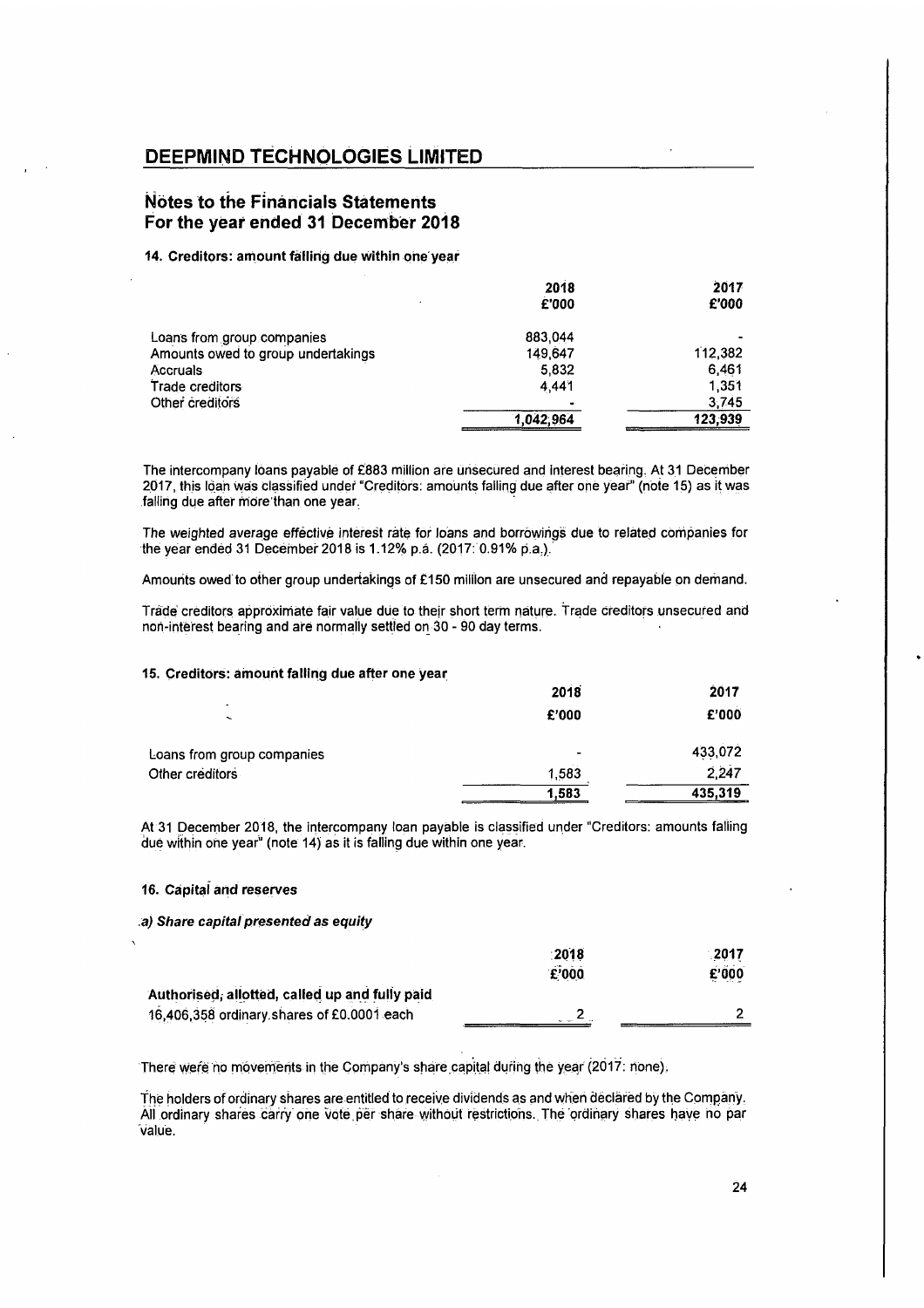# DEEPMIND TECHNOLOGIES LIMITED

## Notes to the Financials Statements
## For the year ended 31 December 2018

### 14. Creditors: amount falling due within one year

| | 2018 £'000 | 2017 £'000 |
|---|---|---|
| Loans from group companies | 883,044 | - |
| Amounts owed to group undertakings | 149,647 | 112,382 |
| Accruals | 5,832 | 6,461 |
| Trade creditors | 4,441 | 1,351 |
| Other creditors | - | 3,745 |
| | 1,042,964 | 123,939 |

The intercompany loans payable of £883 million are unsecured and interest bearing. At 31 December 2017, this loan was classified under "Creditors: amounts falling due after one year" (note 15) as it was falling due after more than one year.

The weighted average effective interest rate for loans and borrowings due to related companies for the year ended 31 December 2018 is 1.12% p.a. (2017: 0.91% p.a.).

Amounts owed to other group undertakings of £150 million are unsecured and repayable on demand.

Trade creditors approximate fair value due to their short term nature. Trade creditors unsecured and non-interest bearing and are normally settled on 30 - 90 day terms.

### 15. Creditors: amount falling due after one year

| | 2018 £'000 | 2017 £'000 |
|---|---|---|
| Loans from group companies | - | 433,072 |
| Other creditors | 1,583 | 2,247 |
| | 1,583 | 435,319 |

At 31 December 2018, the intercompany loan payable is classified under "Creditors: amounts falling due within one year" (note 14) as it is falling due within one year.

### 16. Capital and reserves

*a) Share capital presented as equity*

| | 2018 £'000 | 2017 £'000 |
|---|---|---|
| **Authorised, allotted, called up and fully paid** | | |
| 16,406,358 ordinary shares of £0.0001 each | 2 | 2 |

There were no movements in the Company's share capital during the year (2017: none).

The holders of ordinary shares are entitled to receive dividends as and when declared by the Company. All ordinary shares carry one vote per share without restrictions. The ordinary shares have no par value.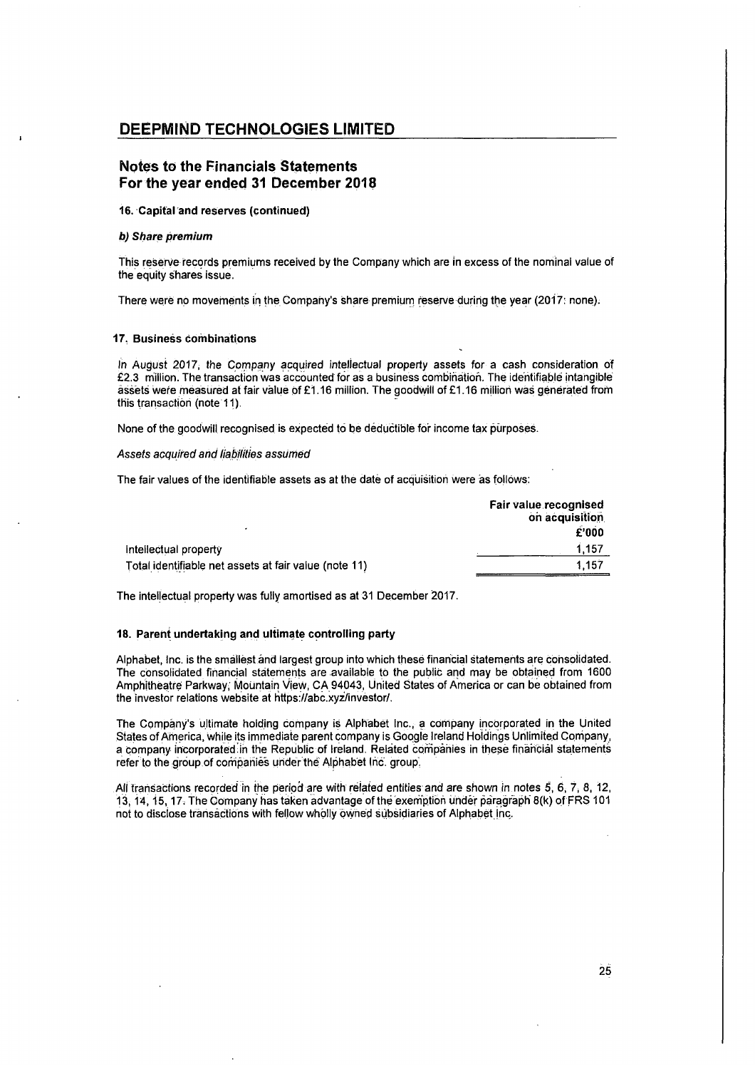# DEEPMIND TECHNOLOGIES LIMITED

## Notes to the Financials Statements
## For the year ended 31 December 2018

### 16. Capital and reserves (continued)

#### *b) Share premium*

This reserve records premiums received by the Company which are in excess of the nominal value of the equity shares issue.

There were no movements in the Company's share premium reserve during the year (2017: none).

### 17. Business combinations

In August 2017, the Company acquired intellectual property assets for a cash consideration of £2.3 million. The transaction was accounted for as a business combination. The identifiable intangible assets were measured at fair value of £1.16 million. The goodwill of £1.16 million was generated from this transaction (note 11).

None of the goodwill recognised is expected to be deductible for income tax purposes.

*Assets acquired and liabilities assumed*

The fair values of the identifiable assets as at the date of acquisition were as follows:

| | Fair value recognised on acquisition £'000 |
|---|---|
| Intellectual property | 1,157 |
| Total identifiable net assets at fair value (note 11) | 1,157 |

The intellectual property was fully amortised as at 31 December 2017.

### 18. Parent undertaking and ultimate controlling party

Alphabet, Inc. is the smallest and largest group into which these financial statements are consolidated. The consolidated financial statements are available to the public and may be obtained from 1600 Amphitheatre Parkway, Mountain View, CA 94043, United States of America or can be obtained from the investor relations website at https://abc.xyz/investor/.

The Company's ultimate holding company is Alphabet Inc., a company incorporated in the United States of America, while its immediate parent company is Google Ireland Holdings Unlimited Company, a company incorporated in the Republic of Ireland. Related companies in these financial statements refer to the group of companies under the Alphabet Inc. group.

All transactions recorded in the period are with related entities and are shown in notes 5, 6, 7, 8, 12, 13, 14, 15, 17. The Company has taken advantage of the exemption under paragraph 8(k) of FRS 101 not to disclose transactions with fellow wholly owned subsidiaries of Alphabet Inc.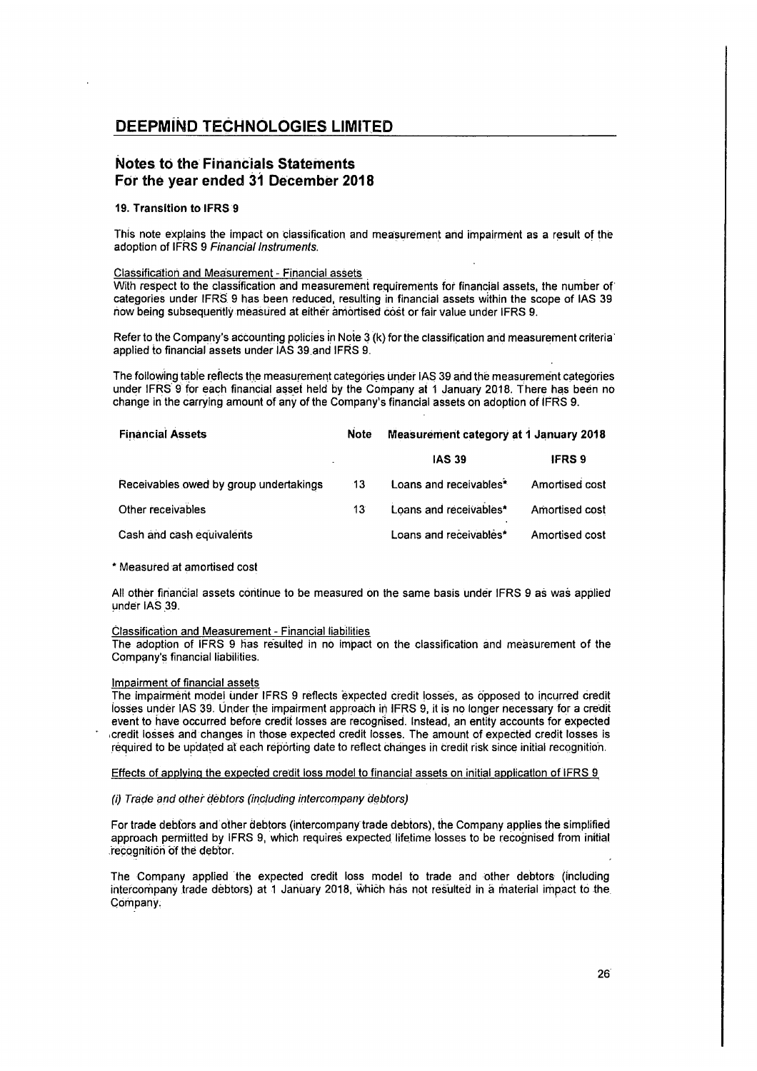# DEEPMIND TECHNOLOGIES LIMITED

## Notes to the Financials Statements
## For the year ended 31 December 2018

### 19. Transition to IFRS 9

This note explains the impact on classification and measurement and impairment as a result of the adoption of IFRS 9 *Financial Instruments*.

Classification and Measurement - Financial assets

With respect to the classification and measurement requirements for financial assets, the number of categories under IFRS 9 has been reduced, resulting in financial assets within the scope of IAS 39 now being subsequently measured at either amortised cost or fair value under IFRS 9.

Refer to the Company's accounting policies in Note 3 (k) for the classification and measurement criteria applied to financial assets under IAS 39 and IFRS 9.

The following table reflects the measurement categories under IAS 39 and the measurement categories under IFRS 9 for each financial asset held by the Company at 1 January 2018. There has been no change in the carrying amount of any of the Company's financial assets on adoption of IFRS 9.

| Financial Assets | Note | Measurement category at 1 January 2018 | |
|---|---|---|---|
| | | **IAS 39** | **IFRS 9** |
| Receivables owed by group undertakings | 13 | Loans and receivables* | Amortised cost |
| Other receivables | 13 | Loans and receivables* | Amortised cost |
| Cash and cash equivalents | | Loans and receivables* | Amortised cost |

* Measured at amortised cost

All other financial assets continue to be measured on the same basis under IFRS 9 as was applied under IAS 39.

Classification and Measurement - Financial liabilities

The adoption of IFRS 9 has resulted in no impact on the classification and measurement of the Company's financial liabilities.

Impairment of financial assets

The impairment model under IFRS 9 reflects expected credit losses, as opposed to incurred credit losses under IAS 39. Under the impairment approach in IFRS 9, it is no longer necessary for a credit event to have occurred before credit losses are recognised. Instead, an entity accounts for expected credit losses and changes in those expected credit losses. The amount of expected credit losses is required to be updated at each reporting date to reflect changes in credit risk since initial recognition.

Effects of applying the expected credit loss model to financial assets on initial application of IFRS 9

*(i) Trade and other debtors (including intercompany debtors)*

For trade debtors and other debtors (intercompany trade debtors), the Company applies the simplified approach permitted by IFRS 9, which requires expected lifetime losses to be recognised from initial recognition of the debtor.

The Company applied the expected credit loss model to trade and other debtors (including intercompany trade debtors) at 1 January 2018, which has not resulted in a material impact to the Company.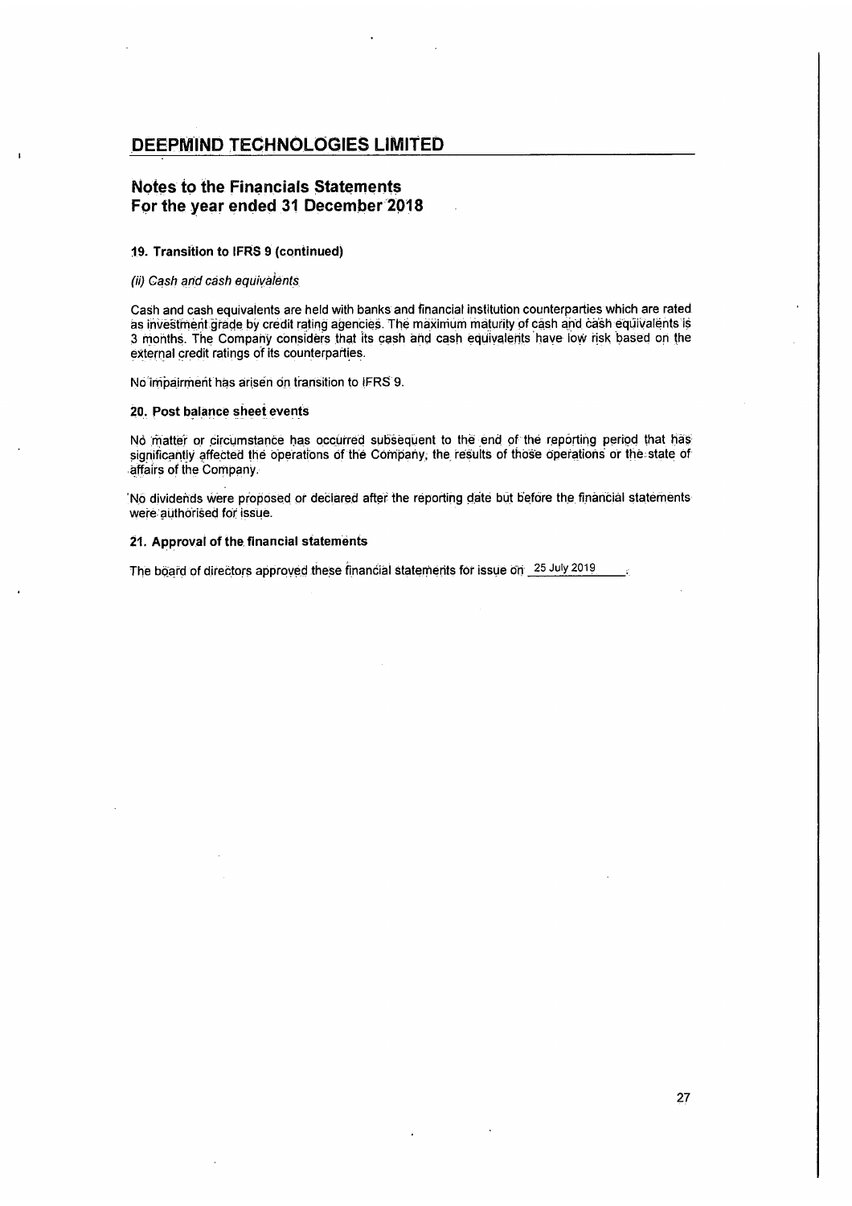# DEEPMIND TECHNOLOGIES LIMITED

## Notes to the Financials Statements
## For the year ended 31 December 2018

### 19. Transition to IFRS 9 (continued)

*(ii) Cash and cash equivalents*

Cash and cash equivalents are held with banks and financial institution counterparties which are rated as investment grade by credit rating agencies. The maximum maturity of cash and cash equivalents is 3 months. The Company considers that its cash and cash equivalents have low risk based on the external credit ratings of its counterparties.

No impairment has arisen on transition to IFRS 9.

### 20. Post balance sheet events

No matter or circumstance has occurred subsequent to the end of the reporting period that has significantly affected the operations of the Company, the results of those operations or the state of affairs of the Company.

No dividends were proposed or declared after the reporting date but before the financial statements were authorised for issue.

### 21. Approval of the financial statements

The board of directors approved these financial statements for issue on 25 July 2019.